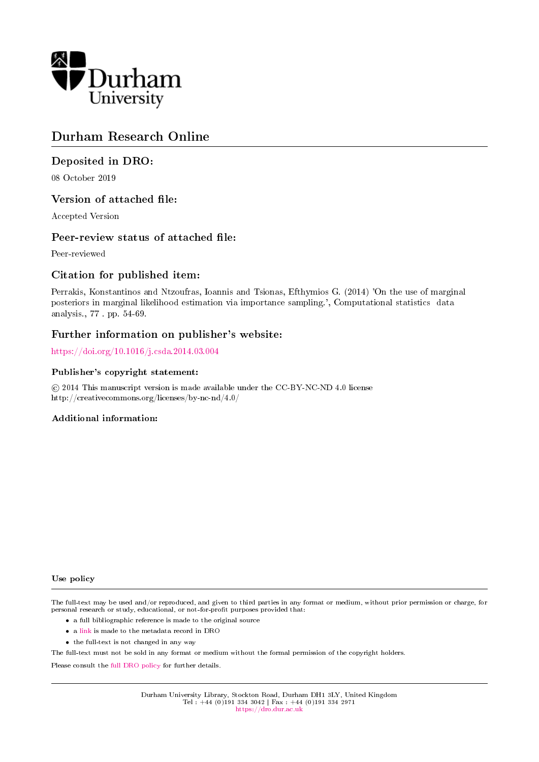Durham University

# Durham Research Online

## Deposited in DRO:

08 October 2019

## Version of attached file:

Accepted Version

## Peer-review status of attached file:

Peer-reviewed

## Citation for published item:

Perrakis, Konstantinos and Ntzoufras, Ioannis and Tsionas, Efthymios G. (2014) 'On the use of marginal posteriors in marginal likelihood estimation via importance sampling.', Computational statistics data analysis., 77 . pp. 54-69.

## Further information on publisher's website:

https://doi.org/10.1016/j.csda.2014.03.004

### Publisher's copyright statement:

© 2014 This manuscript version is made available under the CC-BY-NC-ND 4.0 license
http://creativecommons.org/licenses/by-nc-nd/4.0/

### Additional information:

#### Use policy

The full-text may be used and/or reproduced, and given to third parties in any format or medium, without prior permission or charge, for personal research or study, educational, or not-for-profit purposes provided that:

- a full bibliographic reference is made to the original source
- a link is made to the metadata record in DRO
- the full-text is not changed in any way

The full-text must not be sold in any format or medium without the formal permission of the copyright holders.

Please consult the full DRO policy for further details.

Durham University Library, Stockton Road, Durham DH1 3LY, United Kingdom
Tel : +44 (0)191 334 3042 | Fax : +44 (0)191 334 2971
https://dro.dur.ac.uk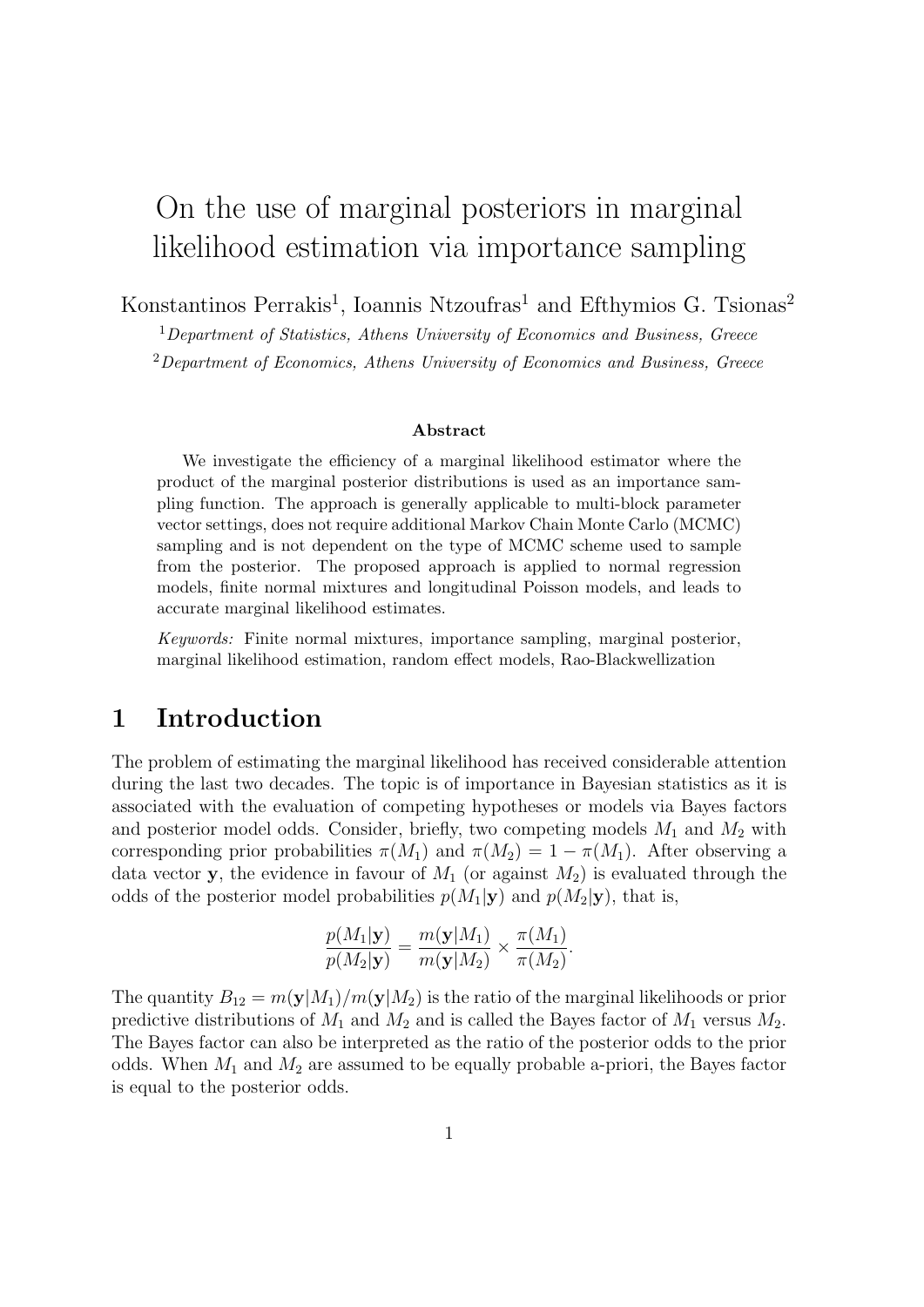# On the use of marginal posteriors in marginal likelihood estimation via importance sampling

Konstantinos Perrakis[1], Ioannis Ntzoufras[1] and Efthymios G. Tsionas[2]

[1]*Department of Statistics, Athens University of Economics and Business, Greece*

[2]*Department of Economics, Athens University of Economics and Business, Greece*

**Abstract**

We investigate the efficiency of a marginal likelihood estimator where the product of the marginal posterior distributions is used as an importance sampling function. The approach is generally applicable to multi-block parameter vector settings, does not require additional Markov Chain Monte Carlo (MCMC) sampling and is not dependent on the type of MCMC scheme used to sample from the posterior. The proposed approach is applied to normal regression models, finite normal mixtures and longitudinal Poisson models, and leads to accurate marginal likelihood estimates.

*Keywords:* Finite normal mixtures, importance sampling, marginal posterior, marginal likelihood estimation, random effect models, Rao-Blackwellization

## 1 Introduction

The problem of estimating the marginal likelihood has received considerable attention during the last two decades. The topic is of importance in Bayesian statistics as it is associated with the evaluation of competing hypotheses or models via Bayes factors and posterior model odds. Consider, briefly, two competing models $M_1$ and $M_2$ with corresponding prior probabilities $\pi(M_1)$ and $\pi(M_2) = 1 - \pi(M_1)$. After observing a data vector $\mathbf{y}$, the evidence in favour of $M_1$ (or against $M_2$) is evaluated through the odds of the posterior model probabilities $p(M_1|\mathbf{y})$ and $p(M_2|\mathbf{y})$, that is,

$$\frac{p(M_1|\mathbf{y})}{p(M_2|\mathbf{y})} = \frac{m(\mathbf{y}|M_1)}{m(\mathbf{y}|M_2)} \times \frac{\pi(M_1)}{\pi(M_2)}.$$

The quantity $B_{12} = m(\mathbf{y}|M_1)/m(\mathbf{y}|M_2)$ is the ratio of the marginal likelihoods or prior predictive distributions of $M_1$ and $M_2$ and is called the Bayes factor of $M_1$ versus $M_2$. The Bayes factor can also be interpreted as the ratio of the posterior odds to the prior odds. When $M_1$ and $M_2$ are assumed to be equally probable a-priori, the Bayes factor is equal to the posterior odds.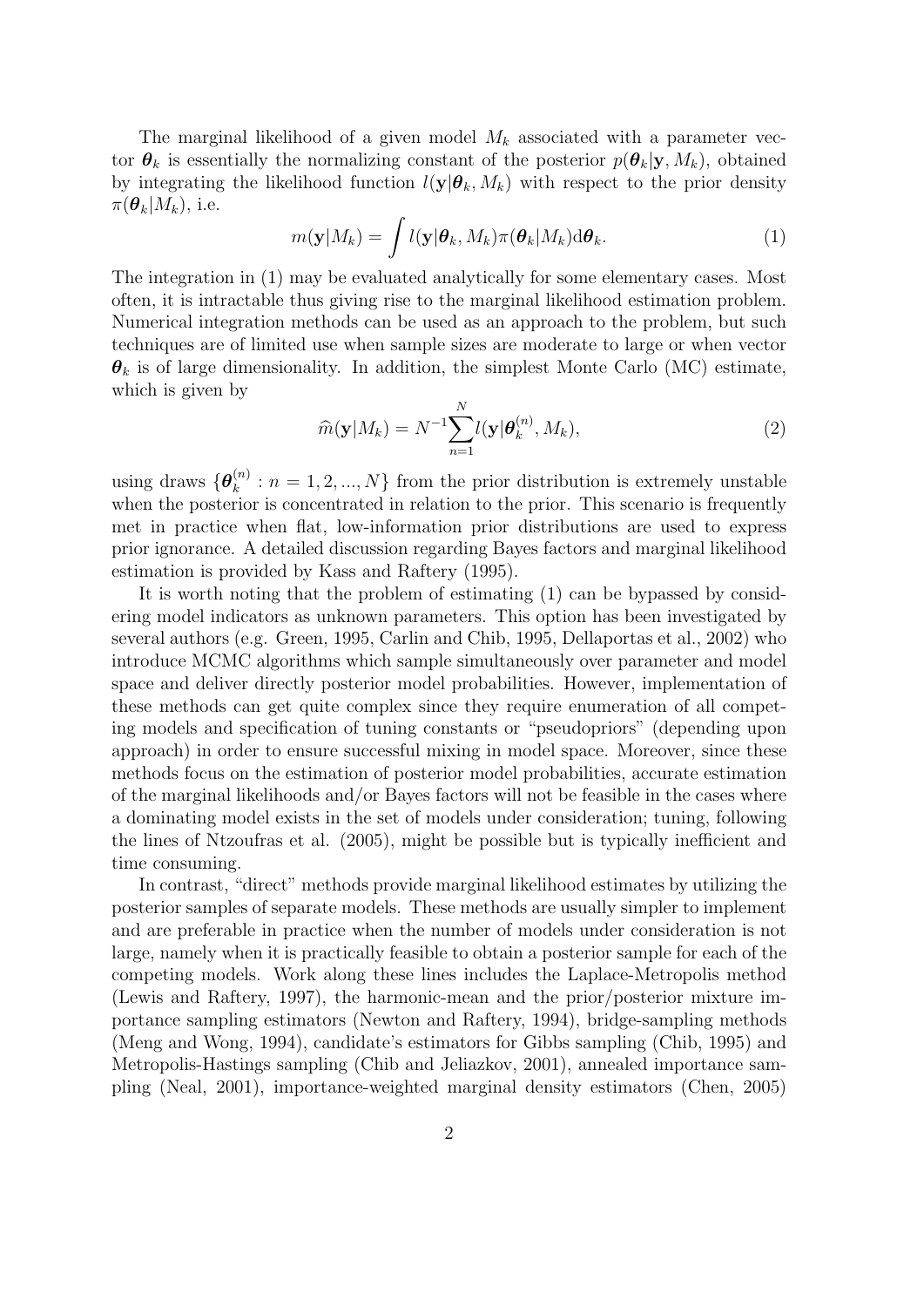The marginal likelihood of a given model $M_k$ associated with a parameter vector $\boldsymbol{\theta}_k$ is essentially the normalizing constant of the posterior $p(\boldsymbol{\theta}_k|\mathbf{y}, M_k)$, obtained by integrating the likelihood function $l(\mathbf{y}|\boldsymbol{\theta}_k, M_k)$ with respect to the prior density $\pi(\boldsymbol{\theta}_k|M_k)$, i.e.

$$m(\mathbf{y}|M_k) = \int l(\mathbf{y}|\boldsymbol{\theta}_k, M_k)\pi(\boldsymbol{\theta}_k|M_k)\mathrm{d}\boldsymbol{\theta}_k. \tag{1}$$

The integration in (1) may be evaluated analytically for some elementary cases. Most often, it is intractable thus giving rise to the marginal likelihood estimation problem. Numerical integration methods can be used as an approach to the problem, but such techniques are of limited use when sample sizes are moderate to large or when vector $\boldsymbol{\theta}_k$ is of large dimensionality. In addition, the simplest Monte Carlo (MC) estimate, which is given by

$$\widehat{m}(\mathbf{y}|M_k) = N^{-1}\sum_{n=1}^{N} l(\mathbf{y}|\boldsymbol{\theta}_k^{(n)}, M_k), \tag{2}$$

using draws $\{\boldsymbol{\theta}_k^{(n)} : n = 1, 2, ..., N\}$ from the prior distribution is extremely unstable when the posterior is concentrated in relation to the prior. This scenario is frequently met in practice when flat, low-information prior distributions are used to express prior ignorance. A detailed discussion regarding Bayes factors and marginal likelihood estimation is provided by Kass and Raftery (1995).

It is worth noting that the problem of estimating (1) can be bypassed by considering model indicators as unknown parameters. This option has been investigated by several authors (e.g. Green, 1995, Carlin and Chib, 1995, Dellaportas et al., 2002) who introduce MCMC algorithms which sample simultaneously over parameter and model space and deliver directly posterior model probabilities. However, implementation of these methods can get quite complex since they require enumeration of all competing models and specification of tuning constants or "pseudopriors" (depending upon approach) in order to ensure successful mixing in model space. Moreover, since these methods focus on the estimation of posterior model probabilities, accurate estimation of the marginal likelihoods and/or Bayes factors will not be feasible in the cases where a dominating model exists in the set of models under consideration; tuning, following the lines of Ntzoufras et al. (2005), might be possible but is typically inefficient and time consuming.

In contrast, "direct" methods provide marginal likelihood estimates by utilizing the posterior samples of separate models. These methods are usually simpler to implement and are preferable in practice when the number of models under consideration is not large, namely when it is practically feasible to obtain a posterior sample for each of the competing models. Work along these lines includes the Laplace-Metropolis method (Lewis and Raftery, 1997), the harmonic-mean and the prior/posterior mixture importance sampling estimators (Newton and Raftery, 1994), bridge-sampling methods (Meng and Wong, 1994), candidate's estimators for Gibbs sampling (Chib, 1995) and Metropolis-Hastings sampling (Chib and Jeliazkov, 2001), annealed importance sampling (Neal, 2001), importance-weighted marginal density estimators (Chen, 2005)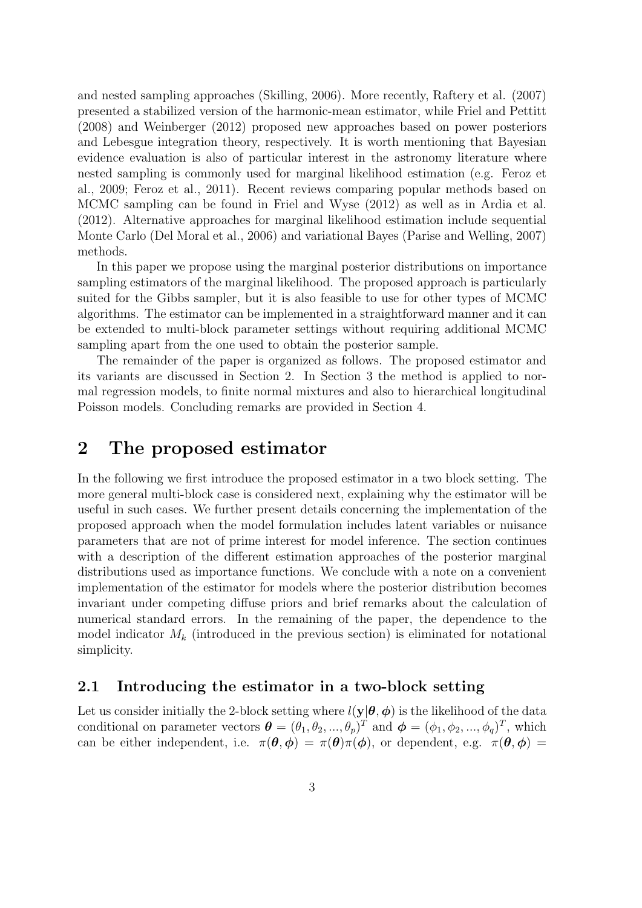and nested sampling approaches (Skilling, 2006). More recently, Raftery et al. (2007) presented a stabilized version of the harmonic-mean estimator, while Friel and Pettitt (2008) and Weinberger (2012) proposed new approaches based on power posteriors and Lebesgue integration theory, respectively. It is worth mentioning that Bayesian evidence evaluation is also of particular interest in the astronomy literature where nested sampling is commonly used for marginal likelihood estimation (e.g. Feroz et al., 2009; Feroz et al., 2011). Recent reviews comparing popular methods based on MCMC sampling can be found in Friel and Wyse (2012) as well as in Ardia et al. (2012). Alternative approaches for marginal likelihood estimation include sequential Monte Carlo (Del Moral et al., 2006) and variational Bayes (Parise and Welling, 2007) methods.

In this paper we propose using the marginal posterior distributions on importance sampling estimators of the marginal likelihood. The proposed approach is particularly suited for the Gibbs sampler, but it is also feasible to use for other types of MCMC algorithms. The estimator can be implemented in a straightforward manner and it can be extended to multi-block parameter settings without requiring additional MCMC sampling apart from the one used to obtain the posterior sample.

The remainder of the paper is organized as follows. The proposed estimator and its variants are discussed in Section 2. In Section 3 the method is applied to normal regression models, to finite normal mixtures and also to hierarchical longitudinal Poisson models. Concluding remarks are provided in Section 4.

## 2 The proposed estimator

In the following we first introduce the proposed estimator in a two block setting. The more general multi-block case is considered next, explaining why the estimator will be useful in such cases. We further present details concerning the implementation of the proposed approach when the model formulation includes latent variables or nuisance parameters that are not of prime interest for model inference. The section continues with a description of the different estimation approaches of the posterior marginal distributions used as importance functions. We conclude with a note on a convenient implementation of the estimator for models where the posterior distribution becomes invariant under competing diffuse priors and brief remarks about the calculation of numerical standard errors. In the remaining of the paper, the dependence to the model indicator $M_k$ (introduced in the previous section) is eliminated for notational simplicity.

### 2.1 Introducing the estimator in a two-block setting

Let us consider initially the 2-block setting where $l(\mathbf{y}|\boldsymbol{\theta}, \boldsymbol{\phi})$ is the likelihood of the data conditional on parameter vectors $\boldsymbol{\theta} = (\theta_1, \theta_2, ..., \theta_p)^T$ and $\boldsymbol{\phi} = (\phi_1, \phi_2, ..., \phi_q)^T$, which can be either independent, i.e. $\pi(\boldsymbol{\theta}, \boldsymbol{\phi}) = \pi(\boldsymbol{\theta})\pi(\boldsymbol{\phi})$, or dependent, e.g. $\pi(\boldsymbol{\theta}, \boldsymbol{\phi}) =$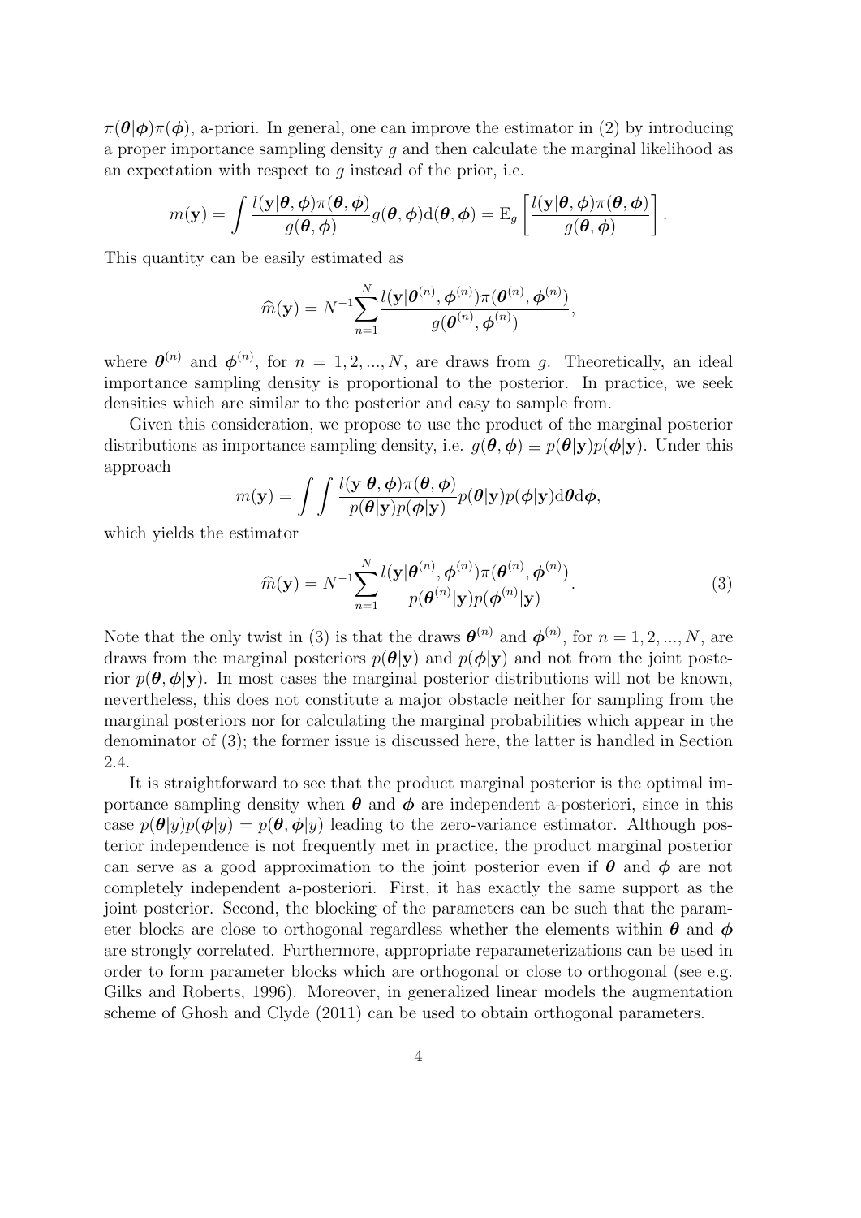$\pi(\boldsymbol{\theta}|\boldsymbol{\phi})\pi(\boldsymbol{\phi})$, a-priori. In general, one can improve the estimator in (2) by introducing a proper importance sampling density $g$ and then calculate the marginal likelihood as an expectation with respect to $g$ instead of the prior, i.e.

$$m(\mathbf{y}) = \int \frac{l(\mathbf{y}|\boldsymbol{\theta}, \boldsymbol{\phi})\pi(\boldsymbol{\theta}, \boldsymbol{\phi})}{g(\boldsymbol{\theta}, \boldsymbol{\phi})} g(\boldsymbol{\theta}, \boldsymbol{\phi}) \mathrm{d}(\boldsymbol{\theta}, \boldsymbol{\phi}) = \mathrm{E}_g \left[ \frac{l(\mathbf{y}|\boldsymbol{\theta}, \boldsymbol{\phi})\pi(\boldsymbol{\theta}, \boldsymbol{\phi})}{g(\boldsymbol{\theta}, \boldsymbol{\phi})} \right].$$

This quantity can be easily estimated as

$$\widehat{m}(\mathbf{y}) = N^{-1} \sum_{n=1}^{N} \frac{l(\mathbf{y}|\boldsymbol{\theta}^{(n)}, \boldsymbol{\phi}^{(n)})\pi(\boldsymbol{\theta}^{(n)}, \boldsymbol{\phi}^{(n)})}{g(\boldsymbol{\theta}^{(n)}, \boldsymbol{\phi}^{(n)})},$$

where $\boldsymbol{\theta}^{(n)}$ and $\boldsymbol{\phi}^{(n)}$, for $n = 1, 2, ..., N$, are draws from $g$. Theoretically, an ideal importance sampling density is proportional to the posterior. In practice, we seek densities which are similar to the posterior and easy to sample from.

Given this consideration, we propose to use the product of the marginal posterior distributions as importance sampling density, i.e. $g(\boldsymbol{\theta}, \boldsymbol{\phi}) \equiv p(\boldsymbol{\theta}|\mathbf{y})p(\boldsymbol{\phi}|\mathbf{y})$. Under this approach

$$m(\mathbf{y}) = \int \int \frac{l(\mathbf{y}|\boldsymbol{\theta}, \boldsymbol{\phi})\pi(\boldsymbol{\theta}, \boldsymbol{\phi})}{p(\boldsymbol{\theta}|\mathbf{y})p(\boldsymbol{\phi}|\mathbf{y})} p(\boldsymbol{\theta}|\mathbf{y})p(\boldsymbol{\phi}|\mathbf{y}) \mathrm{d}\boldsymbol{\theta} \mathrm{d}\boldsymbol{\phi},$$

which yields the estimator

$$\widehat{m}(\mathbf{y}) = N^{-1} \sum_{n=1}^{N} \frac{l(\mathbf{y}|\boldsymbol{\theta}^{(n)}, \boldsymbol{\phi}^{(n)})\pi(\boldsymbol{\theta}^{(n)}, \boldsymbol{\phi}^{(n)})}{p(\boldsymbol{\theta}^{(n)}|\mathbf{y})p(\boldsymbol{\phi}^{(n)}|\mathbf{y})}. \tag{3}$$

Note that the only twist in (3) is that the draws $\boldsymbol{\theta}^{(n)}$ and $\boldsymbol{\phi}^{(n)}$, for $n = 1, 2, ..., N$, are draws from the marginal posteriors $p(\boldsymbol{\theta}|\mathbf{y})$ and $p(\boldsymbol{\phi}|\mathbf{y})$ and not from the joint posterior $p(\boldsymbol{\theta}, \boldsymbol{\phi}|\mathbf{y})$. In most cases the marginal posterior distributions will not be known, nevertheless, this does not constitute a major obstacle neither for sampling from the marginal posteriors nor for calculating the marginal probabilities which appear in the denominator of (3); the former issue is discussed here, the latter is handled in Section 2.4.

It is straightforward to see that the product marginal posterior is the optimal importance sampling density when $\boldsymbol{\theta}$ and $\boldsymbol{\phi}$ are independent a-posteriori, since in this case $p(\boldsymbol{\theta}|y)p(\boldsymbol{\phi}|y) = p(\boldsymbol{\theta}, \boldsymbol{\phi}|y)$ leading to the zero-variance estimator. Although posterior independence is not frequently met in practice, the product marginal posterior can serve as a good approximation to the joint posterior even if $\boldsymbol{\theta}$ and $\boldsymbol{\phi}$ are not completely independent a-posteriori. First, it has exactly the same support as the joint posterior. Second, the blocking of the parameters can be such that the parameter blocks are close to orthogonal regardless whether the elements within $\boldsymbol{\theta}$ and $\boldsymbol{\phi}$ are strongly correlated. Furthermore, appropriate reparameterizations can be used in order to form parameter blocks which are orthogonal or close to orthogonal (see e.g. Gilks and Roberts, 1996). Moreover, in generalized linear models the augmentation scheme of Ghosh and Clyde (2011) can be used to obtain orthogonal parameters.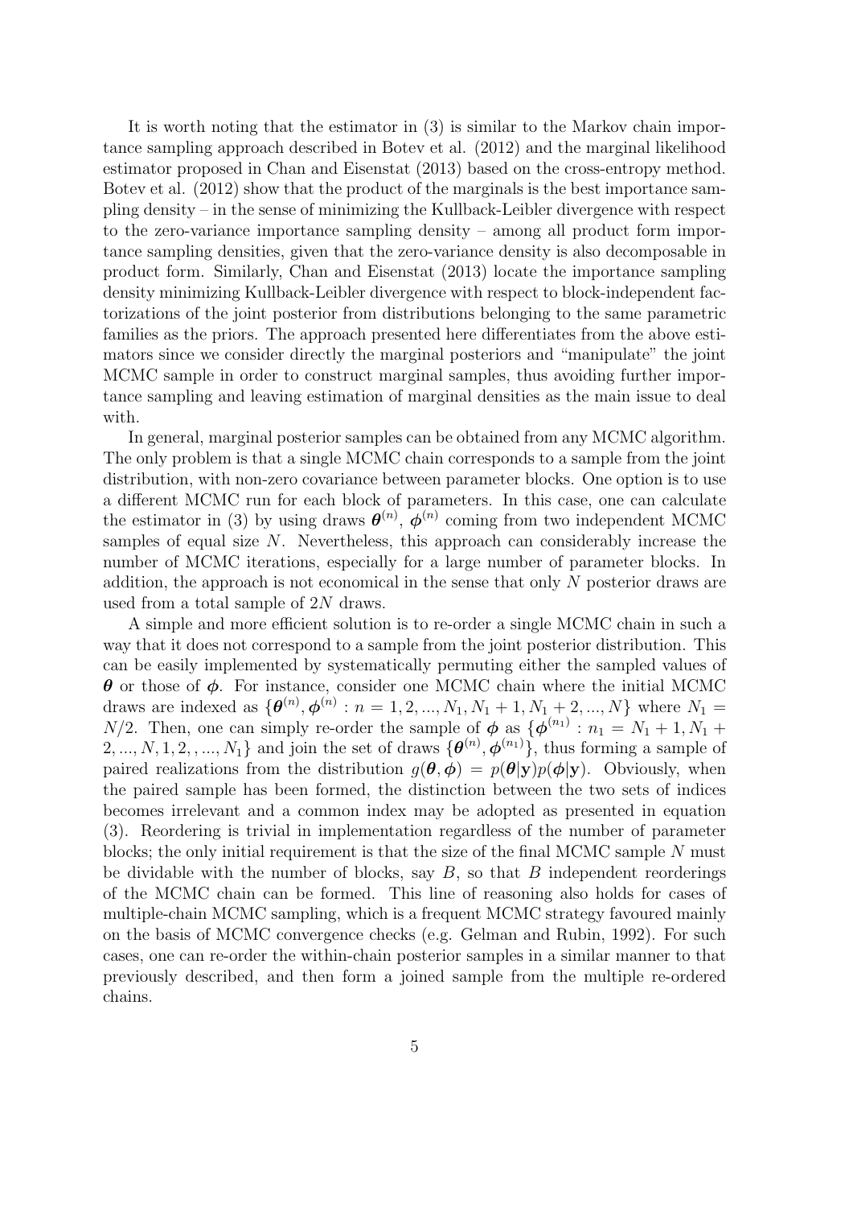It is worth noting that the estimator in (3) is similar to the Markov chain importance sampling approach described in Botev et al. (2012) and the marginal likelihood estimator proposed in Chan and Eisenstat (2013) based on the cross-entropy method. Botev et al. (2012) show that the product of the marginals is the best importance sampling density – in the sense of minimizing the Kullback-Leibler divergence with respect to the zero-variance importance sampling density – among all product form importance sampling densities, given that the zero-variance density is also decomposable in product form. Similarly, Chan and Eisenstat (2013) locate the importance sampling density minimizing Kullback-Leibler divergence with respect to block-independent factorizations of the joint posterior from distributions belonging to the same parametric families as the priors. The approach presented here differentiates from the above estimators since we consider directly the marginal posteriors and "manipulate" the joint MCMC sample in order to construct marginal samples, thus avoiding further importance sampling and leaving estimation of marginal densities as the main issue to deal with.

In general, marginal posterior samples can be obtained from any MCMC algorithm. The only problem is that a single MCMC chain corresponds to a sample from the joint distribution, with non-zero covariance between parameter blocks. One option is to use a different MCMC run for each block of parameters. In this case, one can calculate the estimator in (3) by using draws $\boldsymbol{\theta}^{(n)}$, $\boldsymbol{\phi}^{(n)}$ coming from two independent MCMC samples of equal size $N$. Nevertheless, this approach can considerably increase the number of MCMC iterations, especially for a large number of parameter blocks. In addition, the approach is not economical in the sense that only $N$ posterior draws are used from a total sample of $2N$ draws.

A simple and more efficient solution is to re-order a single MCMC chain in such a way that it does not correspond to a sample from the joint posterior distribution. This can be easily implemented by systematically permuting either the sampled values of $\boldsymbol{\theta}$ or those of $\boldsymbol{\phi}$. For instance, consider one MCMC chain where the initial MCMC draws are indexed as $\{\boldsymbol{\theta}^{(n)}, \boldsymbol{\phi}^{(n)} : n = 1, 2, ..., N_1, N_1+1, N_1+2, ..., N\}$ where $N_1 = N/2$. Then, one can simply re-order the sample of $\boldsymbol{\phi}$ as $\{\boldsymbol{\phi}^{(n_1)} : n_1 = N_1+1, N_1+2, ..., N, 1, 2, , ..., N_1\}$ and join the set of draws $\{\boldsymbol{\theta}^{(n)}, \boldsymbol{\phi}^{(n_1)}\}$, thus forming a sample of paired realizations from the distribution $g(\boldsymbol{\theta}, \boldsymbol{\phi}) = p(\boldsymbol{\theta}|\mathbf{y})p(\boldsymbol{\phi}|\mathbf{y})$. Obviously, when the paired sample has been formed, the distinction between the two sets of indices becomes irrelevant and a common index may be adopted as presented in equation (3). Reordering is trivial in implementation regardless of the number of parameter blocks; the only initial requirement is that the size of the final MCMC sample $N$ must be dividable with the number of blocks, say $B$, so that $B$ independent reorderings of the MCMC chain can be formed. This line of reasoning also holds for cases of multiple-chain MCMC sampling, which is a frequent MCMC strategy favoured mainly on the basis of MCMC convergence checks (e.g. Gelman and Rubin, 1992). For such cases, one can re-order the within-chain posterior samples in a similar manner to that previously described, and then form a joined sample from the multiple re-ordered chains.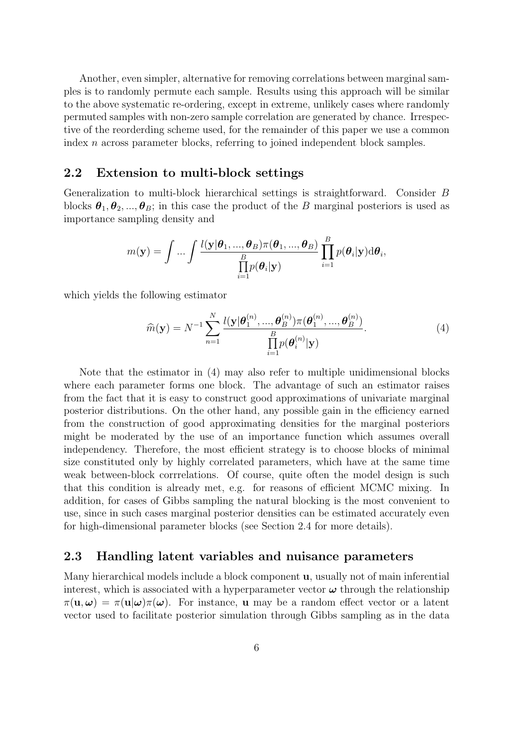Another, even simpler, alternative for removing correlations between marginal samples is to randomly permute each sample. Results using this approach will be similar to the above systematic re-ordering, except in extreme, unlikely cases where randomly permuted samples with non-zero sample correlation are generated by chance. Irrespective of the reorderding scheme used, for the remainder of this paper we use a common index $n$ across parameter blocks, referring to joined independent block samples.

## 2.2 Extension to multi-block settings

Generalization to multi-block hierarchical settings is straightforward. Consider $B$ blocks $\boldsymbol{\theta}_1, \boldsymbol{\theta}_2, ..., \boldsymbol{\theta}_B$; in this case the product of the $B$ marginal posteriors is used as importance sampling density and

$$m(\mathbf{y}) = \int ... \int \frac{l(\mathbf{y}|\boldsymbol{\theta}_1, ..., \boldsymbol{\theta}_B)\pi(\boldsymbol{\theta}_1, ..., \boldsymbol{\theta}_B)}{\prod_{i=1}^{B} p(\boldsymbol{\theta}_i|\mathbf{y})} \prod_{i=1}^{B} p(\boldsymbol{\theta}_i|\mathbf{y}) \mathrm{d}\boldsymbol{\theta}_i,$$

which yields the following estimator

$$\widehat{m}(\mathbf{y}) = N^{-1} \sum_{n=1}^{N} \frac{l(\mathbf{y}|\boldsymbol{\theta}_1^{(n)}, ..., \boldsymbol{\theta}_B^{(n)})\pi(\boldsymbol{\theta}_1^{(n)}, ..., \boldsymbol{\theta}_B^{(n)})}{\prod_{i=1}^{B} p(\boldsymbol{\theta}_i^{(n)}|\mathbf{y})}. \tag{4}$$

Note that the estimator in (4) may also refer to multiple unidimensional blocks where each parameter forms one block. The advantage of such an estimator raises from the fact that it is easy to construct good approximations of univariate marginal posterior distributions. On the other hand, any possible gain in the efficiency earned from the construction of good approximating densities for the marginal posteriors might be moderated by the use of an importance function which assumes overall independency. Therefore, the most efficient strategy is to choose blocks of minimal size constituted only by highly correlated parameters, which have at the same time weak between-block corrrelations. Of course, quite often the model design is such that this condition is already met, e.g. for reasons of efficient MCMC mixing. In addition, for cases of Gibbs sampling the natural blocking is the most convenient to use, since in such cases marginal posterior densities can be estimated accurately even for high-dimensional parameter blocks (see Section 2.4 for more details).

## 2.3 Handling latent variables and nuisance parameters

Many hierarchical models include a block component $\mathbf{u}$, usually not of main inferential interest, which is associated with a hyperparameter vector $\boldsymbol{\omega}$ through the relationship $\pi(\mathbf{u}, \boldsymbol{\omega}) = \pi(\mathbf{u}|\boldsymbol{\omega})\pi(\boldsymbol{\omega})$. For instance, $\mathbf{u}$ may be a random effect vector or a latent vector used to facilitate posterior simulation through Gibbs sampling as in the data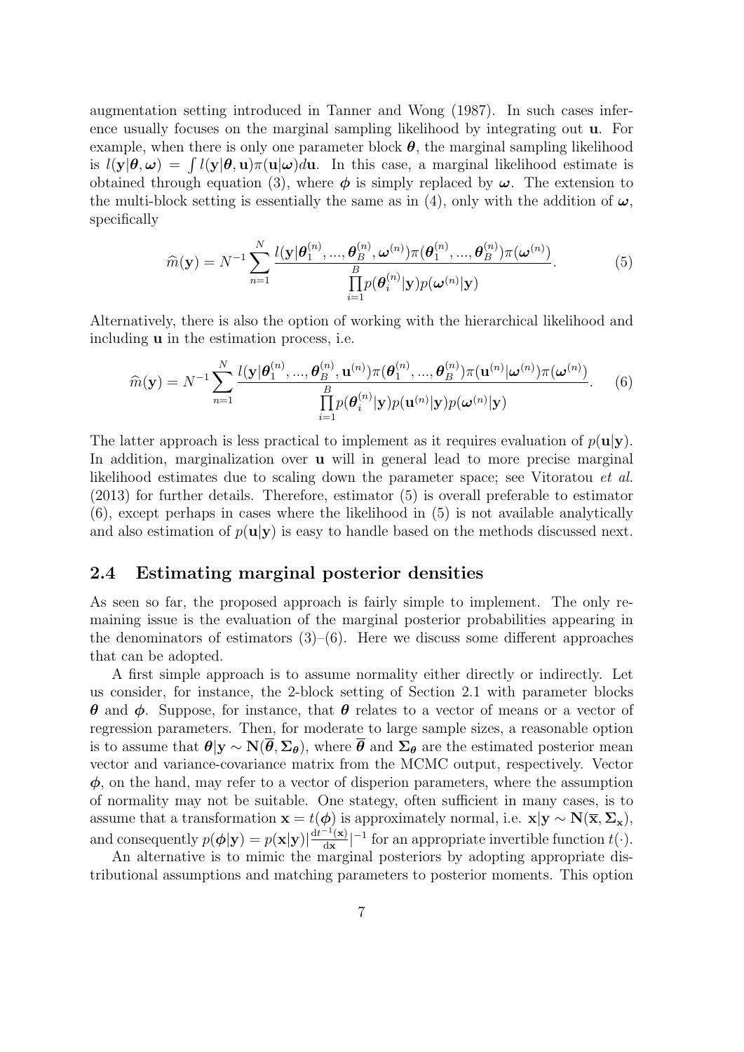augmentation setting introduced in Tanner and Wong (1987). In such cases inference usually focuses on the marginal sampling likelihood by integrating out $\mathbf{u}$. For example, when there is only one parameter block $\boldsymbol{\theta}$, the marginal sampling likelihood is $l(\mathbf{y}|\boldsymbol{\theta}, \boldsymbol{\omega}) = \int l(\mathbf{y}|\boldsymbol{\theta}, \mathbf{u})\pi(\mathbf{u}|\boldsymbol{\omega})d\mathbf{u}$. In this case, a marginal likelihood estimate is obtained through equation (3), where $\boldsymbol{\phi}$ is simply replaced by $\boldsymbol{\omega}$. The extension to the multi-block setting is essentially the same as in (4), only with the addition of $\boldsymbol{\omega}$, specifically

$$\widehat{m}(\mathbf{y}) = N^{-1} \sum_{n=1}^{N} \frac{l(\mathbf{y}|\boldsymbol{\theta}_1^{(n)}, ..., \boldsymbol{\theta}_B^{(n)}, \boldsymbol{\omega}^{(n)})\pi(\boldsymbol{\theta}_1^{(n)}, ..., \boldsymbol{\theta}_B^{(n)})\pi(\boldsymbol{\omega}^{(n)})}{\prod_{i=1}^{B} p(\boldsymbol{\theta}_i^{(n)}|\mathbf{y})p(\boldsymbol{\omega}^{(n)}|\mathbf{y})}. \tag{5}$$

Alternatively, there is also the option of working with the hierarchical likelihood and including $\mathbf{u}$ in the estimation process, i.e.

$$\widehat{m}(\mathbf{y}) = N^{-1} \sum_{n=1}^{N} \frac{l(\mathbf{y}|\boldsymbol{\theta}_1^{(n)}, ..., \boldsymbol{\theta}_B^{(n)}, \mathbf{u}^{(n)})\pi(\boldsymbol{\theta}_1^{(n)}, ..., \boldsymbol{\theta}_B^{(n)})\pi(\mathbf{u}^{(n)}|\boldsymbol{\omega}^{(n)})\pi(\boldsymbol{\omega}^{(n)})}{\prod_{i=1}^{B} p(\boldsymbol{\theta}_i^{(n)}|\mathbf{y})p(\mathbf{u}^{(n)}|\mathbf{y})p(\boldsymbol{\omega}^{(n)}|\mathbf{y})}. \tag{6}$$

The latter approach is less practical to implement as it requires evaluation of $p(\mathbf{u}|\mathbf{y})$. In addition, marginalization over $\mathbf{u}$ will in general lead to more precise marginal likelihood estimates due to scaling down the parameter space; see Vitoratou *et al.* (2013) for further details. Therefore, estimator (5) is overall preferable to estimator (6), except perhaps in cases where the likelihood in (5) is not available analytically and also estimation of $p(\mathbf{u}|\mathbf{y})$ is easy to handle based on the methods discussed next.

## 2.4 Estimating marginal posterior densities

As seen so far, the proposed approach is fairly simple to implement. The only remaining issue is the evaluation of the marginal posterior probabilities appearing in the denominators of estimators (3)–(6). Here we discuss some different approaches that can be adopted.

A first simple approach is to assume normality either directly or indirectly. Let us consider, for instance, the 2-block setting of Section 2.1 with parameter blocks $\boldsymbol{\theta}$ and $\boldsymbol{\phi}$. Suppose, for instance, that $\boldsymbol{\theta}$ relates to a vector of means or a vector of regression parameters. Then, for moderate to large sample sizes, a reasonable option is to assume that $\boldsymbol{\theta}|\mathbf{y} \sim \mathbf{N}(\overline{\boldsymbol{\theta}}, \boldsymbol{\Sigma}_{\boldsymbol{\theta}})$, where $\overline{\boldsymbol{\theta}}$ and $\boldsymbol{\Sigma}_{\boldsymbol{\theta}}$ are the estimated posterior mean vector and variance-covariance matrix from the MCMC output, respectively. Vector $\boldsymbol{\phi}$, on the hand, may refer to a vector of disperion parameters, where the assumption of normality may not be suitable. One stategy, often sufficient in many cases, is to assume that a transformation $\mathbf{x} = t(\boldsymbol{\phi})$ is approximately normal, i.e. $\mathbf{x}|\mathbf{y} \sim \mathbf{N}(\overline{\mathbf{x}}, \boldsymbol{\Sigma}_{\mathbf{x}})$, and consequently $p(\boldsymbol{\phi}|\mathbf{y}) = p(\mathbf{x}|\mathbf{y})|\frac{\mathrm{d}t^{-1}(\mathbf{x})}{\mathrm{d}\mathbf{x}}|^{-1}$ for an appropriate invertible function $t(\cdot)$.

An alternative is to mimic the marginal posteriors by adopting appropriate distributional assumptions and matching parameters to posterior moments. This option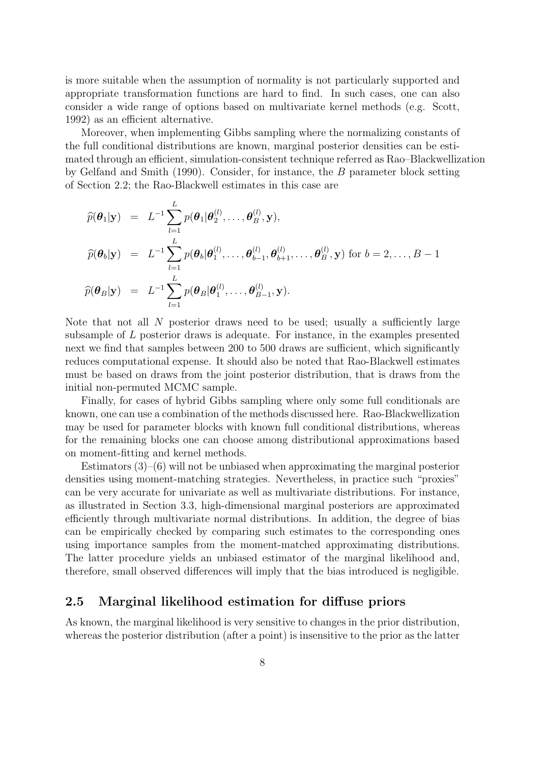is more suitable when the assumption of normality is not particularly supported and appropriate transformation functions are hard to find. In such cases, one can also consider a wide range of options based on multivariate kernel methods (e.g. Scott, 1992) as an efficient alternative.

Moreover, when implementing Gibbs sampling where the normalizing constants of the full conditional distributions are known, marginal posterior densities can be estimated through an efficient, simulation-consistent technique referred as Rao–Blackwellization by Gelfand and Smith (1990). Consider, for instance, the $B$ parameter block setting of Section 2.2; the Rao-Blackwell estimates in this case are

$$
\begin{aligned}
\widehat{p}(\boldsymbol{\theta}_1|\mathbf{y}) &= L^{-1}\sum_{l=1}^{L} p(\boldsymbol{\theta}_1|\boldsymbol{\theta}_2^{(l)},\ldots,\boldsymbol{\theta}_B^{(l)},\mathbf{y}), \\
\widehat{p}(\boldsymbol{\theta}_b|\mathbf{y}) &= L^{-1}\sum_{l=1}^{L} p(\boldsymbol{\theta}_b|\boldsymbol{\theta}_1^{(l)},\ldots,\boldsymbol{\theta}_{b-1}^{(l)},\boldsymbol{\theta}_{b+1}^{(l)},\ldots,\boldsymbol{\theta}_B^{(l)},\mathbf{y}) \text{ for } b=2,\ldots,B-1 \\
\widehat{p}(\boldsymbol{\theta}_B|\mathbf{y}) &= L^{-1}\sum_{l=1}^{L} p(\boldsymbol{\theta}_B|\boldsymbol{\theta}_1^{(l)},\ldots,\boldsymbol{\theta}_{B-1}^{(l)},\mathbf{y}).
\end{aligned}
$$

Note that not all $N$ posterior draws need to be used; usually a sufficiently large subsample of $L$ posterior draws is adequate. For instance, in the examples presented next we find that samples between 200 to 500 draws are sufficient, which significantly reduces computational expense. It should also be noted that Rao-Blackwell estimates must be based on draws from the joint posterior distribution, that is draws from the initial non-permuted MCMC sample.

Finally, for cases of hybrid Gibbs sampling where only some full conditionals are known, one can use a combination of the methods discussed here. Rao-Blackwellization may be used for parameter blocks with known full conditional distributions, whereas for the remaining blocks one can choose among distributional approximations based on moment-fitting and kernel methods.

Estimators (3)–(6) will not be unbiased when approximating the marginal posterior densities using moment-matching strategies. Nevertheless, in practice such "proxies" can be very accurate for univariate as well as multivariate distributions. For instance, as illustrated in Section 3.3, high-dimensional marginal posteriors are approximated efficiently through multivariate normal distributions. In addition, the degree of bias can be empirically checked by comparing such estimates to the corresponding ones using importance samples from the moment-matched approximating distributions. The latter procedure yields an unbiased estimator of the marginal likelihood and, therefore, small observed differences will imply that the bias introduced is negligible.

## 2.5 Marginal likelihood estimation for diffuse priors

As known, the marginal likelihood is very sensitive to changes in the prior distribution, whereas the posterior distribution (after a point) is insensitive to the prior as the latter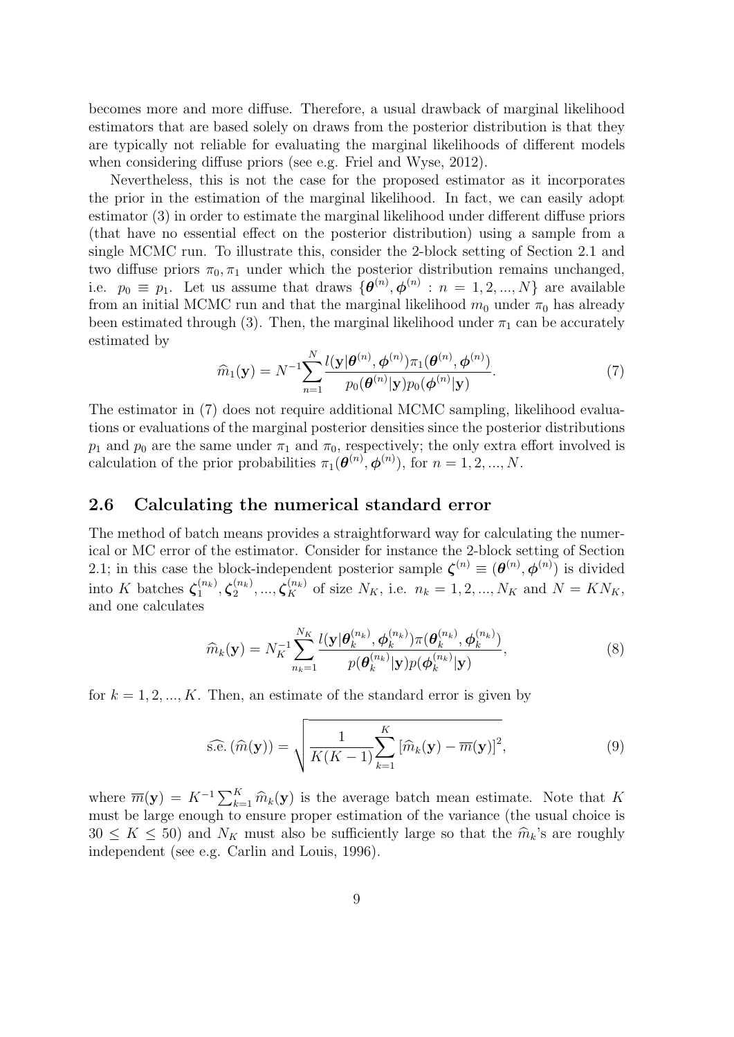becomes more and more diffuse. Therefore, a usual drawback of marginal likelihood estimators that are based solely on draws from the posterior distribution is that they are typically not reliable for evaluating the marginal likelihoods of different models when considering diffuse priors (see e.g. Friel and Wyse, 2012).

Nevertheless, this is not the case for the proposed estimator as it incorporates the prior in the estimation of the marginal likelihood. In fact, we can easily adopt estimator (3) in order to estimate the marginal likelihood under different diffuse priors (that have no essential effect on the posterior distribution) using a sample from a single MCMC run. To illustrate this, consider the 2-block setting of Section 2.1 and two diffuse priors $\pi_0, \pi_1$ under which the posterior distribution remains unchanged, i.e. $p_0 \equiv p_1$. Let us assume that draws $\{\boldsymbol{\theta}^{(n)}, \boldsymbol{\phi}^{(n)} : n = 1, 2, ..., N\}$ are available from an initial MCMC run and that the marginal likelihood $m_0$ under $\pi_0$ has already been estimated through (3). Then, the marginal likelihood under $\pi_1$ can be accurately estimated by

$$\widehat{m}_1(\mathbf{y}) = N^{-1} \sum_{n=1}^{N} \frac{l(\mathbf{y}|\boldsymbol{\theta}^{(n)}, \boldsymbol{\phi}^{(n)}) \pi_1(\boldsymbol{\theta}^{(n)}, \boldsymbol{\phi}^{(n)})}{p_0(\boldsymbol{\theta}^{(n)}|\mathbf{y}) p_0(\boldsymbol{\phi}^{(n)}|\mathbf{y})}. \tag{7}$$

The estimator in (7) does not require additional MCMC sampling, likelihood evaluations or evaluations of the marginal posterior densities since the posterior distributions $p_1$ and $p_0$ are the same under $\pi_1$ and $\pi_0$, respectively; the only extra effort involved is calculation of the prior probabilities $\pi_1(\boldsymbol{\theta}^{(n)}, \boldsymbol{\phi}^{(n)})$, for $n = 1, 2, ..., N$.

## 2.6 Calculating the numerical standard error

The method of batch means provides a straightforward way for calculating the numerical or MC error of the estimator. Consider for instance the 2-block setting of Section 2.1; in this case the block-independent posterior sample $\boldsymbol{\zeta}^{(n)} \equiv (\boldsymbol{\theta}^{(n)}, \boldsymbol{\phi}^{(n)})$ is divided into $K$ batches $\boldsymbol{\zeta}_1^{(n_k)}, \boldsymbol{\zeta}_2^{(n_k)}, ..., \boldsymbol{\zeta}_K^{(n_k)}$ of size $N_K$, i.e. $n_k = 1, 2, ..., N_K$ and $N = KN_K$, and one calculates

$$\widehat{m}_k(\mathbf{y}) = N_K^{-1} \sum_{n_k=1}^{N_K} \frac{l(\mathbf{y}|\boldsymbol{\theta}_k^{(n_k)}, \boldsymbol{\phi}_k^{(n_k)}) \pi(\boldsymbol{\theta}_k^{(n_k)}, \boldsymbol{\phi}_k^{(n_k)})}{p(\boldsymbol{\theta}_k^{(n_k)}|\mathbf{y}) p(\boldsymbol{\phi}_k^{(n_k)}|\mathbf{y})}, \tag{8}$$

for $k = 1, 2, ..., K$. Then, an estimate of the standard error is given by

$$\widehat{\text{s.e.}}\left(\widehat{m}(\mathbf{y})\right) = \sqrt{\frac{1}{K(K-1)} \sum_{k=1}^{K} \left[\widehat{m}_k(\mathbf{y}) - \overline{m}(\mathbf{y})\right]^2}, \tag{9}$$

where $\overline{m}(\mathbf{y}) = K^{-1} \sum_{k=1}^{K} \widehat{m}_k(\mathbf{y})$ is the average batch mean estimate. Note that $K$ must be large enough to ensure proper estimation of the variance (the usual choice is $30 \leq K \leq 50$) and $N_K$ must also be sufficiently large so that the $\widehat{m}_k$'s are roughly independent (see e.g. Carlin and Louis, 1996).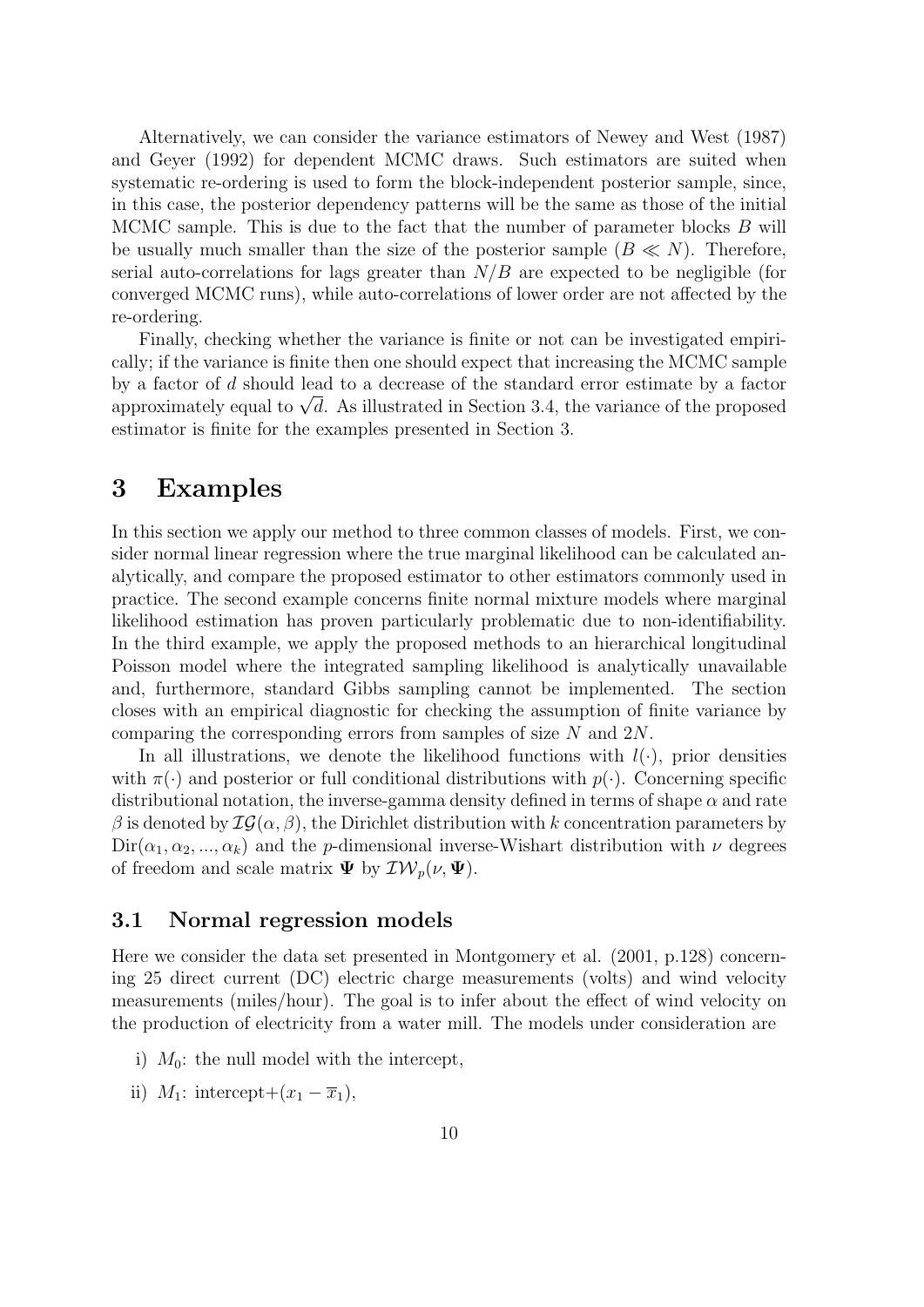Alternatively, we can consider the variance estimators of Newey and West (1987) and Geyer (1992) for dependent MCMC draws. Such estimators are suited when systematic re-ordering is used to form the block-independent posterior sample, since, in this case, the posterior dependency patterns will be the same as those of the initial MCMC sample. This is due to the fact that the number of parameter blocks $B$ will be usually much smaller than the size of the posterior sample ($B \ll N$). Therefore, serial auto-correlations for lags greater than $N/B$ are expected to be negligible (for converged MCMC runs), while auto-correlations of lower order are not affected by the re-ordering.

Finally, checking whether the variance is finite or not can be investigated empirically; if the variance is finite then one should expect that increasing the MCMC sample by a factor of $d$ should lead to a decrease of the standard error estimate by a factor approximately equal to $\sqrt{d}$. As illustrated in Section 3.4, the variance of the proposed estimator is finite for the examples presented in Section 3.

# 3 Examples

In this section we apply our method to three common classes of models. First, we consider normal linear regression where the true marginal likelihood can be calculated analytically, and compare the proposed estimator to other estimators commonly used in practice. The second example concerns finite normal mixture models where marginal likelihood estimation has proven particularly problematic due to non-identifiability. In the third example, we apply the proposed methods to an hierarchical longitudinal Poisson model where the integrated sampling likelihood is analytically unavailable and, furthermore, standard Gibbs sampling cannot be implemented. The section closes with an empirical diagnostic for checking the assumption of finite variance by comparing the corresponding errors from samples of size $N$ and $2N$.

In all illustrations, we denote the likelihood functions with $l(\cdot)$, prior densities with $\pi(\cdot)$ and posterior or full conditional distributions with $p(\cdot)$. Concerning specific distributional notation, the inverse-gamma density defined in terms of shape $\alpha$ and rate $\beta$ is denoted by $\mathcal{IG}(\alpha, \beta)$, the Dirichlet distribution with $k$ concentration parameters by $\text{Dir}(\alpha_1, \alpha_2, ..., \alpha_k)$ and the $p$-dimensional inverse-Wishart distribution with $\nu$ degrees of freedom and scale matrix $\mathbf{\Psi}$ by $\mathcal{IW}_p(\nu, \mathbf{\Psi})$.

## 3.1 Normal regression models

Here we consider the data set presented in Montgomery et al. (2001, p.128) concerning 25 direct current (DC) electric charge measurements (volts) and wind velocity measurements (miles/hour). The goal is to infer about the effect of wind velocity on the production of electricity from a water mill. The models under consideration are

i) $M_0$: the null model with the intercept,

ii) $M_1$: intercept+$(x_1 - \overline{x}_1)$,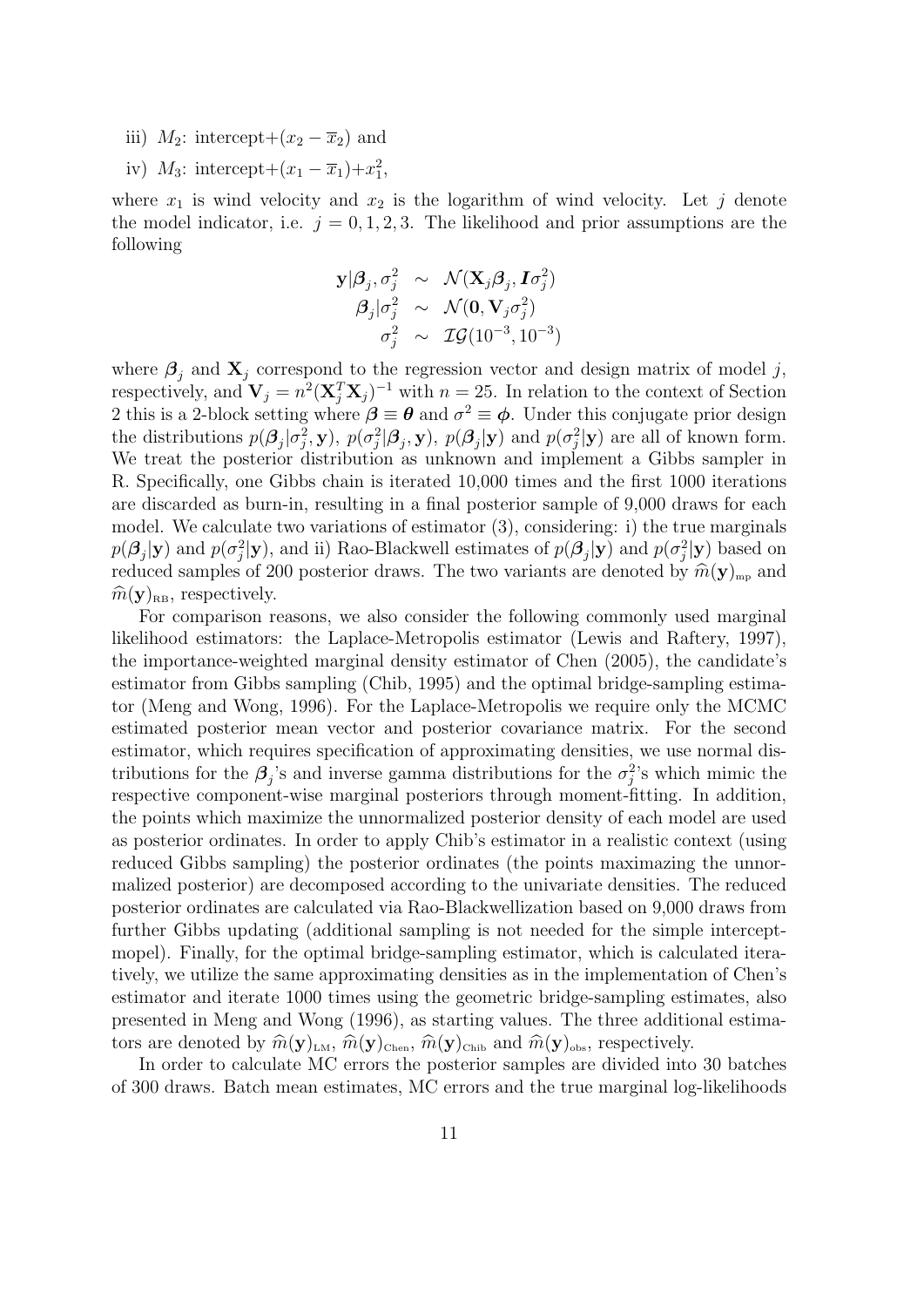iii) $M_2$: intercept+$(x_2 - \overline{x}_2)$ and

iv) $M_3$: intercept+$(x_1 - \overline{x}_1)$+$x_1^2$,

where $x_1$ is wind velocity and $x_2$ is the logarithm of wind velocity. Let $j$ denote the model indicator, i.e. $j = 0, 1, 2, 3$. The likelihood and prior assumptions are the following

$$
\begin{aligned}
\mathbf{y}|\boldsymbol{\beta}_j, \sigma_j^2 &\sim \mathcal{N}(\mathbf{X}_j\boldsymbol{\beta}_j, \boldsymbol{I}\sigma_j^2) \\
\boldsymbol{\beta}_j|\sigma_j^2 &\sim \mathcal{N}(\mathbf{0}, \mathbf{V}_j\sigma_j^2) \\
\sigma_j^2 &\sim \mathcal{IG}(10^{-3}, 10^{-3})
\end{aligned}
$$

where $\boldsymbol{\beta}_j$ and $\mathbf{X}_j$ correspond to the regression vector and design matrix of model $j$, respectively, and $\mathbf{V}_j = n^2(\mathbf{X}_j^T\mathbf{X}_j)^{-1}$ with $n = 25$. In relation to the context of Section 2 this is a 2-block setting where $\boldsymbol{\beta} \equiv \boldsymbol{\theta}$ and $\sigma^2 \equiv \boldsymbol{\phi}$. Under this conjugate prior design the distributions $p(\boldsymbol{\beta}_j|\sigma_j^2, \mathbf{y})$, $p(\sigma_j^2|\boldsymbol{\beta}_j, \mathbf{y})$, $p(\boldsymbol{\beta}_j|\mathbf{y})$ and $p(\sigma_j^2|\mathbf{y})$ are all of known form. We treat the posterior distribution as unknown and implement a Gibbs sampler in R. Specifically, one Gibbs chain is iterated 10,000 times and the first 1000 iterations are discarded as burn-in, resulting in a final posterior sample of 9,000 draws for each model. We calculate two variations of estimator (3), considering: i) the true marginals $p(\boldsymbol{\beta}_j|\mathbf{y})$ and $p(\sigma_j^2|\mathbf{y})$, and ii) Rao-Blackwell estimates of $p(\boldsymbol{\beta}_j|\mathbf{y})$ and $p(\sigma_j^2|\mathbf{y})$ based on reduced samples of 200 posterior draws. The two variants are denoted by $\widehat{m}(\mathbf{y})_{\text{mp}}$ and $\widehat{m}(\mathbf{y})_{\text{RB}}$, respectively.

For comparison reasons, we also consider the following commonly used marginal likelihood estimators: the Laplace-Metropolis estimator (Lewis and Raftery, 1997), the importance-weighted marginal density estimator of Chen (2005), the candidate's estimator from Gibbs sampling (Chib, 1995) and the optimal bridge-sampling estimator (Meng and Wong, 1996). For the Laplace-Metropolis we require only the MCMC estimated posterior mean vector and posterior covariance matrix. For the second estimator, which requires specification of approximating densities, we use normal distributions for the $\boldsymbol{\beta}_j$'s and inverse gamma distributions for the $\sigma_j^2$'s which mimic the respective component-wise marginal posteriors through moment-fitting. In addition, the points which maximize the unnormalized posterior density of each model are used as posterior ordinates. In order to apply Chib's estimator in a realistic context (using reduced Gibbs sampling) the posterior ordinates (the points maximazing the unnormalized posterior) are decomposed according to the univariate densities. The reduced posterior ordinates are calculated via Rao-Blackwellization based on 9,000 draws from further Gibbs updating (additional sampling is not needed for the simple intercept-mopel). Finally, for the optimal bridge-sampling estimator, which is calculated iteratively, we utilize the same approximating densities as in the implementation of Chen's estimator and iterate 1000 times using the geometric bridge-sampling estimates, also presented in Meng and Wong (1996), as starting values. The three additional estimators are denoted by $\widehat{m}(\mathbf{y})_{\text{LM}}$, $\widehat{m}(\mathbf{y})_{\text{Chen}}$, $\widehat{m}(\mathbf{y})_{\text{Chib}}$ and $\widehat{m}(\mathbf{y})_{\text{obs}}$, respectively.

In order to calculate MC errors the posterior samples are divided into 30 batches of 300 draws. Batch mean estimates, MC errors and the true marginal log-likelihoods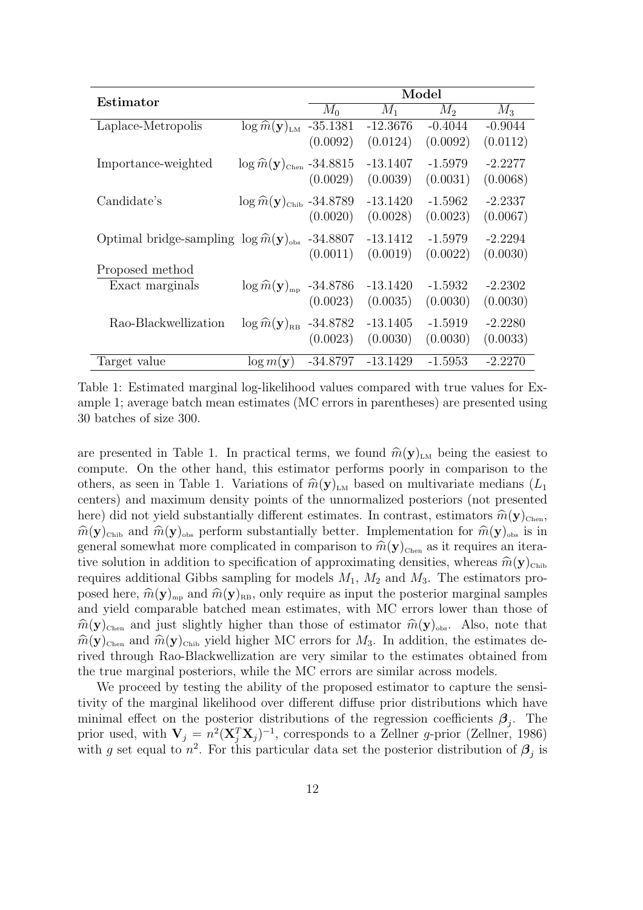| Estimator | | Model | | | |
|---|---|---|---|---|---|
| | | $M_0$ | $M_1$ | $M_2$ | $M_3$ |
| Laplace-Metropolis | $\log \widehat{m}(\mathbf{y})_{\text{LM}}$ | -35.1381 | -12.3676 | -0.4044 | -0.9044 |
| | | (0.0092) | (0.0124) | (0.0092) | (0.0112) |
| Importance-weighted | $\log \widehat{m}(\mathbf{y})_{\text{Chen}}$ | -34.8815 | -13.1407 | -1.5979 | -2.2277 |
| | | (0.0029) | (0.0039) | (0.0031) | (0.0068) |
| Candidate's | $\log \widehat{m}(\mathbf{y})_{\text{Chib}}$ | -34.8789 | -13.1420 | -1.5962 | -2.2337 |
| | | (0.0020) | (0.0028) | (0.0023) | (0.0067) |
| Optimal bridge-sampling | $\log \widehat{m}(\mathbf{y})_{\text{obs}}$ | -34.8807 | -13.1412 | -1.5979 | -2.2294 |
| | | (0.0011) | (0.0019) | (0.0022) | (0.0030) |
| Proposed method | | | | | |
| Exact marginals | $\log \widehat{m}(\mathbf{y})_{\text{mp}}$ | -34.8786 | -13.1420 | -1.5932 | -2.2302 |
| | | (0.0023) | (0.0035) | (0.0030) | (0.0030) |
| Rao-Blackwellization | $\log \widehat{m}(\mathbf{y})_{\text{RB}}$ | -34.8782 | -13.1405 | -1.5919 | -2.2280 |
| | | (0.0023) | (0.0030) | (0.0030) | (0.0033) |
| Target value | $\log m(\mathbf{y})$ | -34.8797 | -13.1429 | -1.5953 | -2.2270 |

Table 1: Estimated marginal log-likelihood values compared with true values for Example 1; average batch mean estimates (MC errors in parentheses) are presented using 30 batches of size 300.

are presented in Table 1. In practical terms, we found $\widehat{m}(\mathbf{y})_{\text{LM}}$ being the easiest to compute. On the other hand, this estimator performs poorly in comparison to the others, as seen in Table 1. Variations of $\widehat{m}(\mathbf{y})_{\text{LM}}$ based on multivariate medians ($L_1$ centers) and maximum density points of the unnormalized posteriors (not presented here) did not yield substantially different estimates. In contrast, estimators $\widehat{m}(\mathbf{y})_{\text{Chen}}$, $\widehat{m}(\mathbf{y})_{\text{Chib}}$ and $\widehat{m}(\mathbf{y})_{\text{obs}}$ perform substantially better. Implementation for $\widehat{m}(\mathbf{y})_{\text{obs}}$ is in general somewhat more complicated in comparison to $\widehat{m}(\mathbf{y})_{\text{Chen}}$ as it requires an iterative solution in addition to specification of approximating densities, whereas $\widehat{m}(\mathbf{y})_{\text{Chib}}$ requires additional Gibbs sampling for models $M_1$, $M_2$ and $M_3$. The estimators proposed here, $\widehat{m}(\mathbf{y})_{\text{mp}}$ and $\widehat{m}(\mathbf{y})_{\text{RB}}$, only require as input the posterior marginal samples and yield comparable batched mean estimates, with MC errors lower than those of $\widehat{m}(\mathbf{y})_{\text{Chen}}$ and just slightly higher than those of estimator $\widehat{m}(\mathbf{y})_{\text{obs}}$. Also, note that $\widehat{m}(\mathbf{y})_{\text{Chen}}$ and $\widehat{m}(\mathbf{y})_{\text{Chib}}$ yield higher MC errors for $M_3$. In addition, the estimates derived through Rao-Blackwellization are very similar to the estimates obtained from the true marginal posteriors, while the MC errors are similar across models.

We proceed by testing the ability of the proposed estimator to capture the sensitivity of the marginal likelihood over different diffuse prior distributions which have minimal effect on the posterior distributions of the regression coefficients $\boldsymbol{\beta}_j$. The prior used, with $\mathbf{V}_j = n^2(\mathbf{X}_j^T\mathbf{X}_j)^{-1}$, corresponds to a Zellner $g$-prior (Zellner, 1986) with $g$ set equal to $n^2$. For this particular data set the posterior distribution of $\boldsymbol{\beta}_j$ is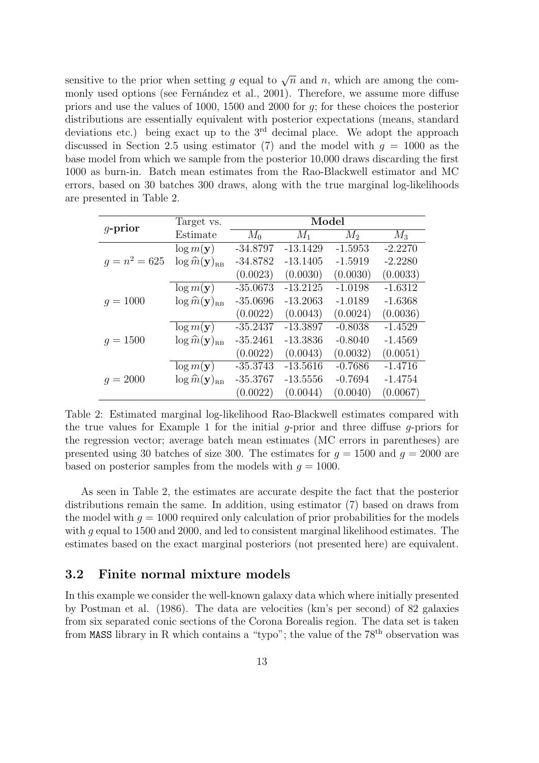sensitive to the prior when setting $g$ equal to $\sqrt{n}$ and $n$, which are among the commonly used options (see Fernández et al., 2001). Therefore, we assume more diffuse priors and use the values of 1000, 1500 and 2000 for $g$; for these choices the posterior distributions are essentially equivalent with posterior expectations (means, standard deviations etc.) being exact up to the 3rd decimal place. We adopt the approach discussed in Section 2.5 using estimator (7) and the model with $g = 1000$ as the base model from which we sample from the posterior 10,000 draws discarding the first 1000 as burn-in. Batch mean estimates from the Rao-Blackwell estimator and MC errors, based on 30 batches 300 draws, along with the true marginal log-likelihoods are presented in Table 2.

| **$g$-prior** | Target vs. Estimate | **Model** $M_0$ | $M_1$ | $M_2$ | $M_3$ |
|---|---|---|---|---|---|
| $g = n^2 = 625$ | $\log m(\mathbf{y})$ | -34.8797 | -13.1429 | -1.5953 | -2.2270 |
| | $\log \widehat{m}(\mathbf{y})_{\text{RB}}$ | -34.8782 | -13.1405 | -1.5919 | -2.2280 |
| | | (0.0023) | (0.0030) | (0.0030) | (0.0033) |
| $g = 1000$ | $\log m(\mathbf{y})$ | -35.0673 | -13.2125 | -1.0198 | -1.6312 |
| | $\log \widehat{m}(\mathbf{y})_{\text{RB}}$ | -35.0696 | -13.2063 | -1.0189 | -1.6368 |
| | | (0.0022) | (0.0043) | (0.0024) | (0.0036) |
| $g = 1500$ | $\log m(\mathbf{y})$ | -35.2437 | -13.3897 | -0.8038 | -1.4529 |
| | $\log \widehat{m}(\mathbf{y})_{\text{RB}}$ | -35.2461 | -13.3836 | -0.8040 | -1.4569 |
| | | (0.0022) | (0.0043) | (0.0032) | (0.0051) |
| $g = 2000$ | $\log m(\mathbf{y})$ | -35.3743 | -13.5616 | -0.7686 | -1.4716 |
| | $\log \widehat{m}(\mathbf{y})_{\text{RB}}$ | -35.3767 | -13.5556 | -0.7694 | -1.4754 |
| | | (0.0022) | (0.0044) | (0.0040) | (0.0067) |

Table 2: Estimated marginal log-likelihood Rao-Blackwell estimates compared with the true values for Example 1 for the initial $g$-prior and three diffuse $g$-priors for the regression vector; average batch mean estimates (MC errors in parentheses) are presented using 30 batches of size 300. The estimates for $g = 1500$ and $g = 2000$ are based on posterior samples from the models with $g = 1000$.

As seen in Table 2, the estimates are accurate despite the fact that the posterior distributions remain the same. In addition, using estimator (7) based on draws from the model with $g = 1000$ required only calculation of prior probabilities for the models with $g$ equal to 1500 and 2000, and led to consistent marginal likelihood estimates. The estimates based on the exact marginal posteriors (not presented here) are equivalent.

## 3.2 Finite normal mixture models

In this example we consider the well-known galaxy data which where initially presented by Postman et al. (1986). The data are velocities (km's per second) of 82 galaxies from six separated conic sections of the Corona Borealis region. The data set is taken from `MASS` library in R which contains a "typo"; the value of the 78th observation was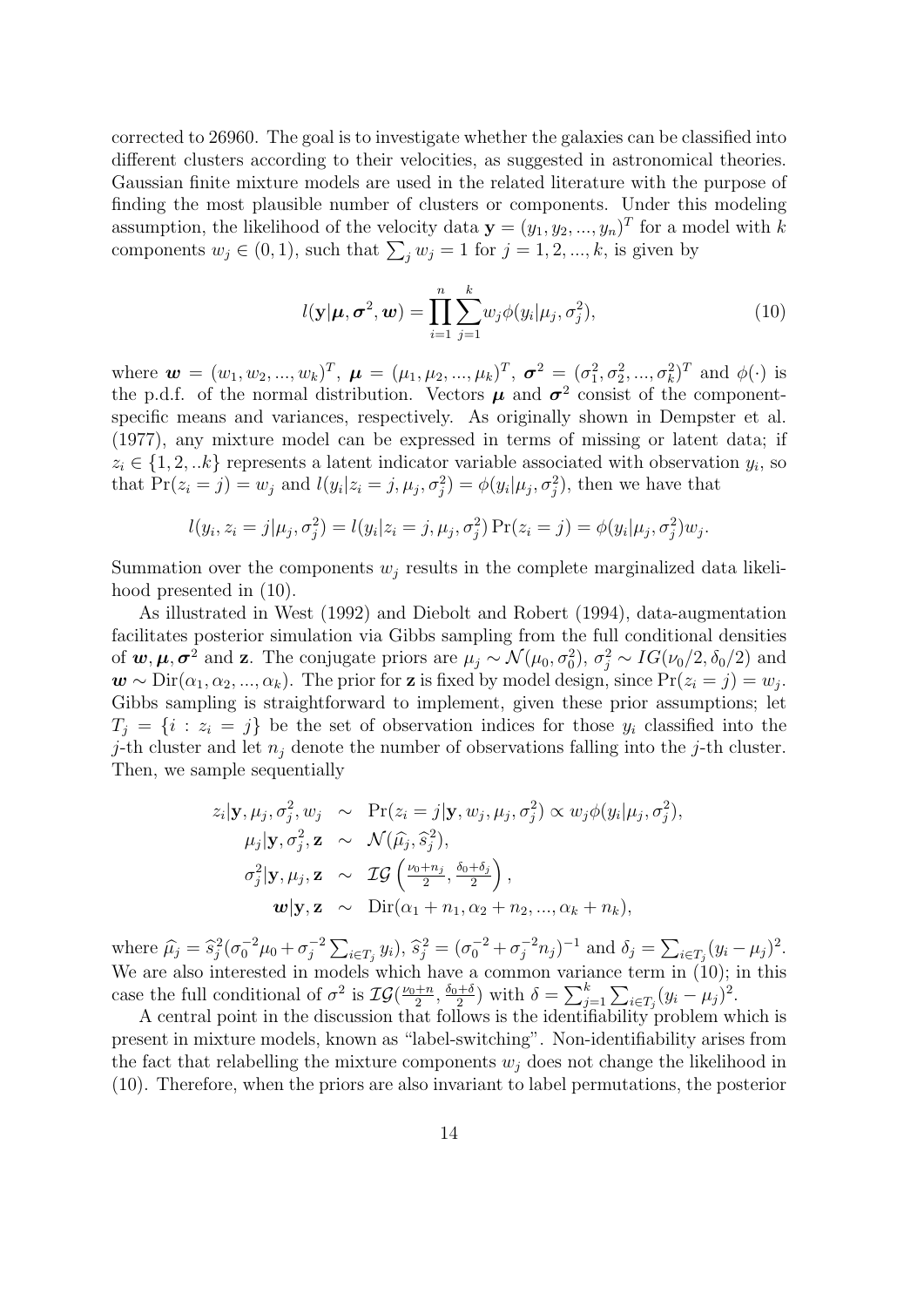corrected to 26960. The goal is to investigate whether the galaxies can be classified into different clusters according to their velocities, as suggested in astronomical theories. Gaussian finite mixture models are used in the related literature with the purpose of finding the most plausible number of clusters or components. Under this modeling assumption, the likelihood of the velocity data $\mathbf{y} = (y_1, y_2, ..., y_n)^T$ for a model with $k$ components $w_j \in (0, 1)$, such that $\sum_j w_j = 1$ for $j = 1, 2, ..., k$, is given by

$$l(\mathbf{y}|\boldsymbol{\mu}, \boldsymbol{\sigma}^2, \boldsymbol{w}) = \prod_{i=1}^{n} \sum_{j=1}^{k} w_j \phi(y_i|\mu_j, \sigma_j^2), \tag{10}$$

where $\boldsymbol{w} = (w_1, w_2, ..., w_k)^T$, $\boldsymbol{\mu} = (\mu_1, \mu_2, ..., \mu_k)^T$, $\boldsymbol{\sigma}^2 = (\sigma_1^2, \sigma_2^2, ..., \sigma_k^2)^T$ and $\phi(\cdot)$ is the p.d.f. of the normal distribution. Vectors $\boldsymbol{\mu}$ and $\boldsymbol{\sigma}^2$ consist of the component-specific means and variances, respectively. As originally shown in Dempster et al. (1977), any mixture model can be expressed in terms of missing or latent data; if $z_i \in \{1, 2, ..k\}$ represents a latent indicator variable associated with observation $y_i$, so that $\Pr(z_i = j) = w_j$ and $l(y_i|z_i = j, \mu_j, \sigma_j^2) = \phi(y_i|\mu_j, \sigma_j^2)$, then we have that

$$l(y_i, z_i = j|\mu_j, \sigma_j^2) = l(y_i|z_i = j, \mu_j, \sigma_j^2) \Pr(z_i = j) = \phi(y_i|\mu_j, \sigma_j^2) w_j.$$

Summation over the components $w_j$ results in the complete marginalized data likelihood presented in (10).

As illustrated in West (1992) and Diebolt and Robert (1994), data-augmentation facilitates posterior simulation via Gibbs sampling from the full conditional densities of $\boldsymbol{w}, \boldsymbol{\mu}, \boldsymbol{\sigma}^2$ and $\mathbf{z}$. The conjugate priors are $\mu_j \sim \mathcal{N}(\mu_0, \sigma_0^2)$, $\sigma_j^2 \sim IG(\nu_0/2, \delta_0/2)$ and $\boldsymbol{w} \sim \text{Dir}(\alpha_1, \alpha_2, ..., \alpha_k)$. The prior for $\mathbf{z}$ is fixed by model design, since $\Pr(z_i = j) = w_j$. Gibbs sampling is straightforward to implement, given these prior assumptions; let $T_j = \{i : z_i = j\}$ be the set of observation indices for those $y_i$ classified into the $j$-th cluster and let $n_j$ denote the number of observations falling into the $j$-th cluster. Then, we sample sequentially

$$\begin{aligned}
z_i|\mathbf{y}, \mu_j, \sigma_j^2, w_j &\sim \Pr(z_i = j|\mathbf{y}, w_j, \mu_j, \sigma_j^2) \propto w_j \phi(y_i|\mu_j, \sigma_j^2), \\
\mu_j|\mathbf{y}, \sigma_j^2, \mathbf{z} &\sim \mathcal{N}(\widehat{\mu}_j, \widehat{s}_j^2), \\
\sigma_j^2|\mathbf{y}, \mu_j, \mathbf{z} &\sim \mathcal{IG}\left(\tfrac{\nu_0 + n_j}{2}, \tfrac{\delta_0 + \delta_j}{2}\right), \\
\boldsymbol{w}|\mathbf{y}, \mathbf{z} &\sim \text{Dir}(\alpha_1 + n_1, \alpha_2 + n_2, ..., \alpha_k + n_k),
\end{aligned}$$

where $\widehat{\mu}_j = \widehat{s}_j^2(\sigma_0^{-2}\mu_0 + \sigma_j^{-2}\sum_{i \in T_j} y_i)$, $\widehat{s}_j^2 = (\sigma_0^{-2} + \sigma_j^{-2} n_j)^{-1}$ and $\delta_j = \sum_{i \in T_j}(y_i - \mu_j)^2$. We are also interested in models which have a common variance term in (10); in this case the full conditional of $\sigma^2$ is $\mathcal{IG}(\frac{\nu_0 + n}{2}, \frac{\delta_0 + \delta}{2})$ with $\delta = \sum_{j=1}^{k} \sum_{i \in T_j}(y_i - \mu_j)^2$.

A central point in the discussion that follows is the identifiability problem which is present in mixture models, known as "label-switching". Non-identifiability arises from the fact that relabelling the mixture components $w_j$ does not change the likelihood in (10). Therefore, when the priors are also invariant to label permutations, the posterior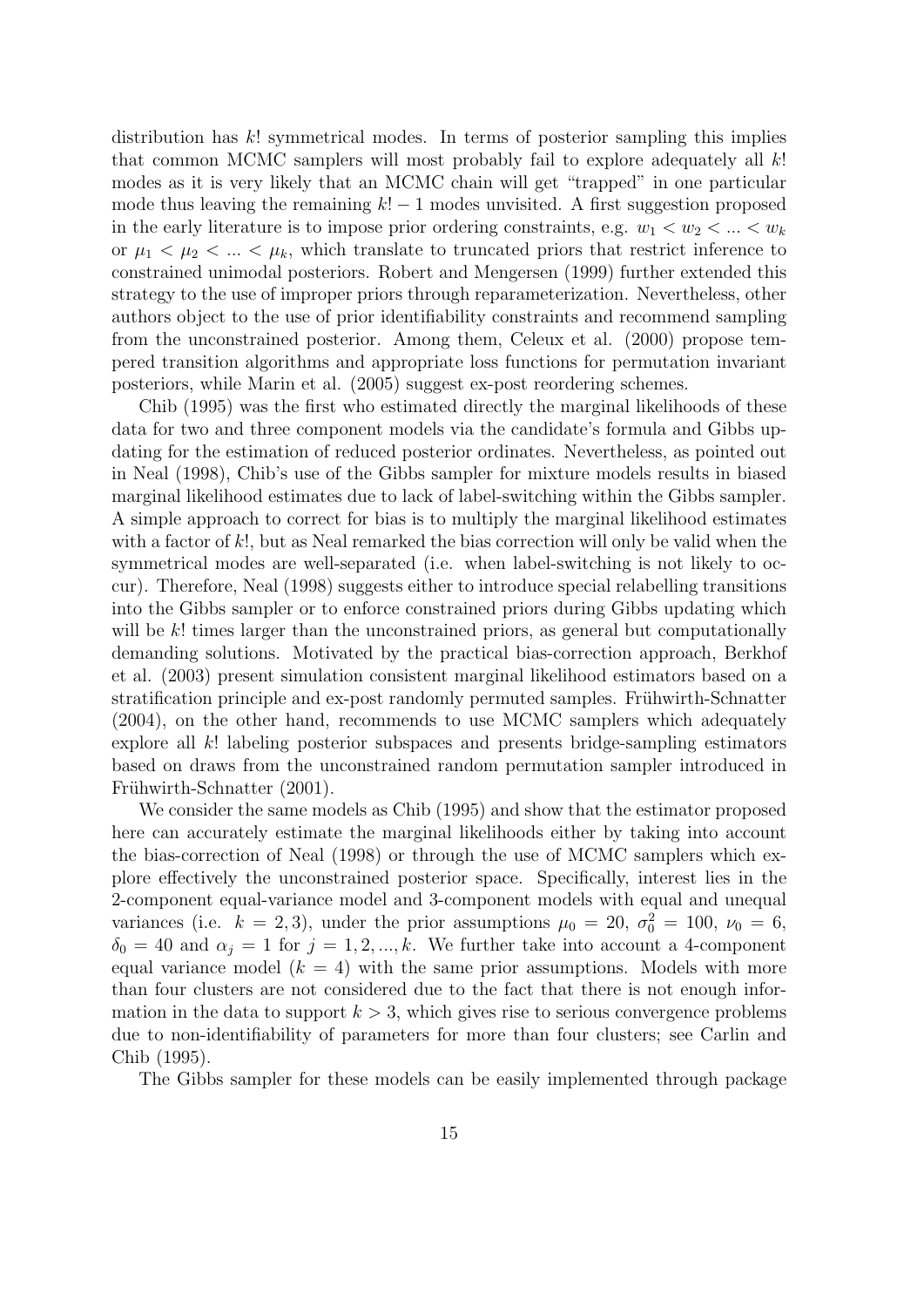distribution has $k!$ symmetrical modes. In terms of posterior sampling this implies that common MCMC samplers will most probably fail to explore adequately all $k!$ modes as it is very likely that an MCMC chain will get "trapped" in one particular mode thus leaving the remaining $k! - 1$ modes unvisited. A first suggestion proposed in the early literature is to impose prior ordering constraints, e.g. $w_1 < w_2 < ... < w_k$ or $\mu_1 < \mu_2 < ... < \mu_k$, which translate to truncated priors that restrict inference to constrained unimodal posteriors. Robert and Mengersen (1999) further extended this strategy to the use of improper priors through reparameterization. Nevertheless, other authors object to the use of prior identifiability constraints and recommend sampling from the unconstrained posterior. Among them, Celeux et al. (2000) propose tempered transition algorithms and appropriate loss functions for permutation invariant posteriors, while Marin et al. (2005) suggest ex-post reordering schemes.

Chib (1995) was the first who estimated directly the marginal likelihoods of these data for two and three component models via the candidate's formula and Gibbs updating for the estimation of reduced posterior ordinates. Nevertheless, as pointed out in Neal (1998), Chib's use of the Gibbs sampler for mixture models results in biased marginal likelihood estimates due to lack of label-switching within the Gibbs sampler. A simple approach to correct for bias is to multiply the marginal likelihood estimates with a factor of $k!$, but as Neal remarked the bias correction will only be valid when the symmetrical modes are well-separated (i.e. when label-switching is not likely to occur). Therefore, Neal (1998) suggests either to introduce special relabelling transitions into the Gibbs sampler or to enforce constrained priors during Gibbs updating which will be $k!$ times larger than the unconstrained priors, as general but computationally demanding solutions. Motivated by the practical bias-correction approach, Berkhof et al. (2003) present simulation consistent marginal likelihood estimators based on a stratification principle and ex-post randomly permuted samples. Frühwirth-Schnatter (2004), on the other hand, recommends to use MCMC samplers which adequately explore all $k!$ labeling posterior subspaces and presents bridge-sampling estimators based on draws from the unconstrained random permutation sampler introduced in Frühwirth-Schnatter (2001).

We consider the same models as Chib (1995) and show that the estimator proposed here can accurately estimate the marginal likelihoods either by taking into account the bias-correction of Neal (1998) or through the use of MCMC samplers which explore effectively the unconstrained posterior space. Specifically, interest lies in the 2-component equal-variance model and 3-component models with equal and unequal variances (i.e. $k = 2, 3$), under the prior assumptions $\mu_0 = 20$, $\sigma_0^2 = 100$, $\nu_0 = 6$, $\delta_0 = 40$ and $\alpha_j = 1$ for $j = 1, 2, ..., k$. We further take into account a 4-component equal variance model ($k = 4$) with the same prior assumptions. Models with more than four clusters are not considered due to the fact that there is not enough information in the data to support $k > 3$, which gives rise to serious convergence problems due to non-identifiability of parameters for more than four clusters; see Carlin and Chib (1995).

The Gibbs sampler for these models can be easily implemented through package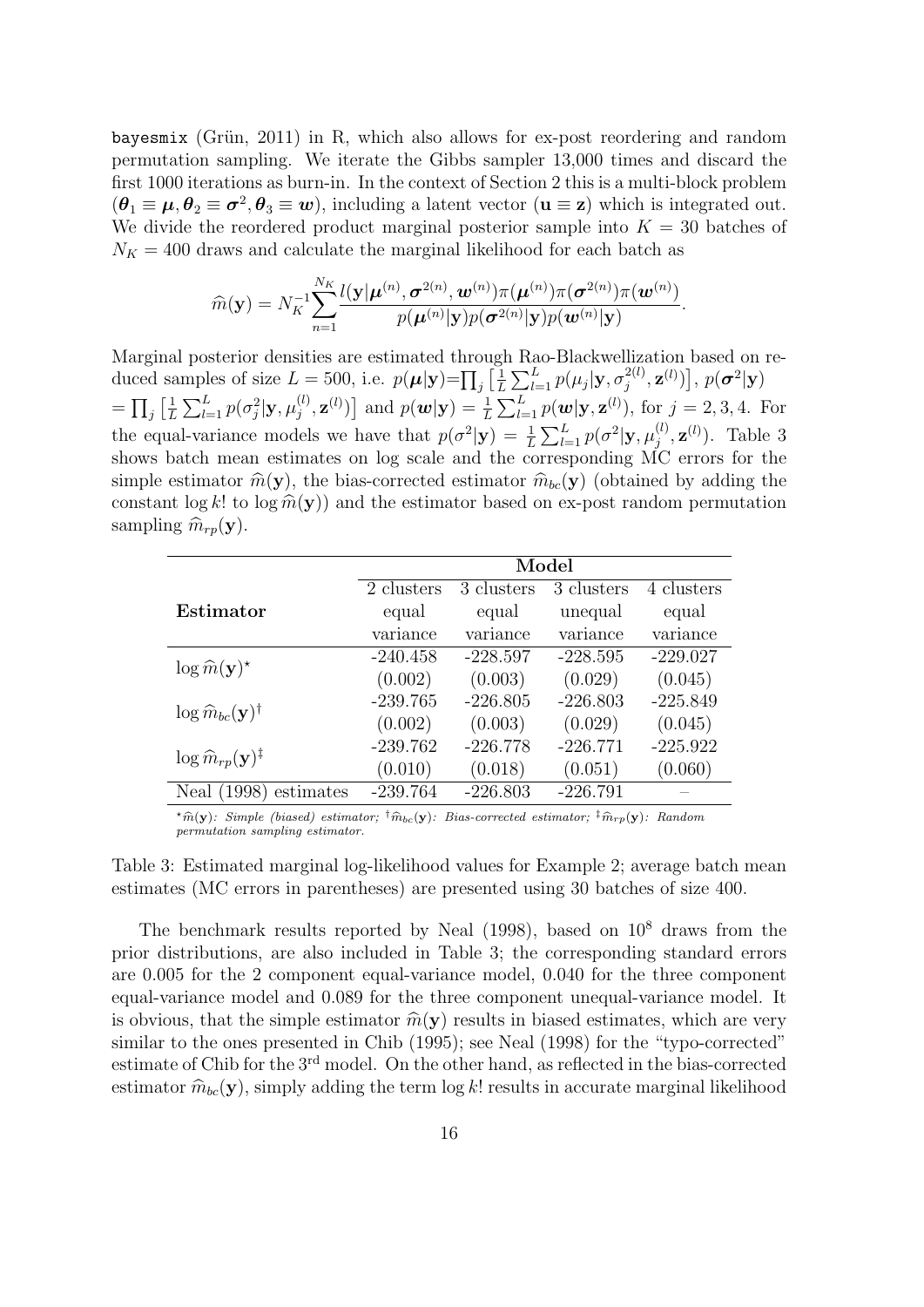`bayesmix` (Grün, 2011) in R, which also allows for ex-post reordering and random permutation sampling. We iterate the Gibbs sampler 13,000 times and discard the first 1000 iterations as burn-in. In the context of Section 2 this is a multi-block problem ($\boldsymbol{\theta}_1 \equiv \boldsymbol{\mu}, \boldsymbol{\theta}_2 \equiv \boldsymbol{\sigma}^2, \boldsymbol{\theta}_3 \equiv \boldsymbol{w}$), including a latent vector ($\mathbf{u} \equiv \mathbf{z}$) which is integrated out. We divide the reordered product marginal posterior sample into $K = 30$ batches of $N_K = 400$ draws and calculate the marginal likelihood for each batch as

$$\widehat{m}(\mathbf{y}) = N_K^{-1} \sum_{n=1}^{N_K} \frac{l(\mathbf{y}|\boldsymbol{\mu}^{(n)}, \boldsymbol{\sigma}^{2(n)}, \boldsymbol{w}^{(n)}) \pi(\boldsymbol{\mu}^{(n)}) \pi(\boldsymbol{\sigma}^{2(n)}) \pi(\boldsymbol{w}^{(n)})}{p(\boldsymbol{\mu}^{(n)}|\mathbf{y}) p(\boldsymbol{\sigma}^{2(n)}|\mathbf{y}) p(\boldsymbol{w}^{(n)}|\mathbf{y})}.$$

Marginal posterior densities are estimated through Rao-Blackwellization based on reduced samples of size $L = 500$, i.e. $p(\boldsymbol{\mu}|\mathbf{y}) = \prod_j \left[\frac{1}{L}\sum_{l=1}^{L} p(\mu_j|\mathbf{y}, \sigma_j^{2(l)}, \mathbf{z}^{(l)})\right]$, $p(\boldsymbol{\sigma}^2|\mathbf{y}) = \prod_j \left[\frac{1}{L}\sum_{l=1}^{L} p(\sigma_j^2|\mathbf{y}, \mu_j^{(l)}, \mathbf{z}^{(l)})\right]$ and $p(\boldsymbol{w}|\mathbf{y}) = \frac{1}{L}\sum_{l=1}^{L} p(\boldsymbol{w}|\mathbf{y}, \mathbf{z}^{(l)})$, for $j = 2, 3, 4$. For the equal-variance models we have that $p(\sigma^2|\mathbf{y}) = \frac{1}{L}\sum_{l=1}^{L} p(\sigma^2|\mathbf{y}, \mu_j^{(l)}, \mathbf{z}^{(l)})$. Table 3 shows batch mean estimates on log scale and the corresponding MC errors for the simple estimator $\widehat{m}(\mathbf{y})$, the bias-corrected estimator $\widehat{m}_{bc}(\mathbf{y})$ (obtained by adding the constant $\log k!$ to $\log \widehat{m}(\mathbf{y})$) and the estimator based on ex-post random permutation sampling $\widehat{m}_{rp}(\mathbf{y})$.

| | **Model** | | | |
|---|---|---|---|---|
| **Estimator** | 2 clusters equal variance | 3 clusters equal variance | 3 clusters unequal variance | 4 clusters equal variance |
| $\log \widehat{m}(\mathbf{y})^{\star}$ | -240.458 | -228.597 | -228.595 | -229.027 |
| | (0.002) | (0.003) | (0.029) | (0.045) |
| $\log \widehat{m}_{bc}(\mathbf{y})^{\dagger}$ | -239.765 | -226.805 | -226.803 | -225.849 |
| | (0.002) | (0.003) | (0.029) | (0.045) |
| $\log \widehat{m}_{rp}(\mathbf{y})^{\ddagger}$ | -239.762 | -226.778 | -226.771 | -225.922 |
| | (0.010) | (0.018) | (0.051) | (0.060) |
| Neal (1998) estimates | -239.764 | -226.803 | -226.791 | – |

$^{\star}\widehat{m}(\mathbf{y})$: *Simple (biased) estimator;* $^{\dagger}\widehat{m}_{bc}(\mathbf{y})$: *Bias-corrected estimator;* $^{\ddagger}\widehat{m}_{rp}(\mathbf{y})$: *Random permutation sampling estimator.*

Table 3: Estimated marginal log-likelihood values for Example 2; average batch mean estimates (MC errors in parentheses) are presented using 30 batches of size 400.

The benchmark results reported by Neal (1998), based on $10^8$ draws from the prior distributions, are also included in Table 3; the corresponding standard errors are 0.005 for the 2 component equal-variance model, 0.040 for the three component equal-variance model and 0.089 for the three component unequal-variance model. It is obvious, that the simple estimator $\widehat{m}(\mathbf{y})$ results in biased estimates, which are very similar to the ones presented in Chib (1995); see Neal (1998) for the "typo-corrected" estimate of Chib for the 3rd model. On the other hand, as reflected in the bias-corrected estimator $\widehat{m}_{bc}(\mathbf{y})$, simply adding the term $\log k!$ results in accurate marginal likelihood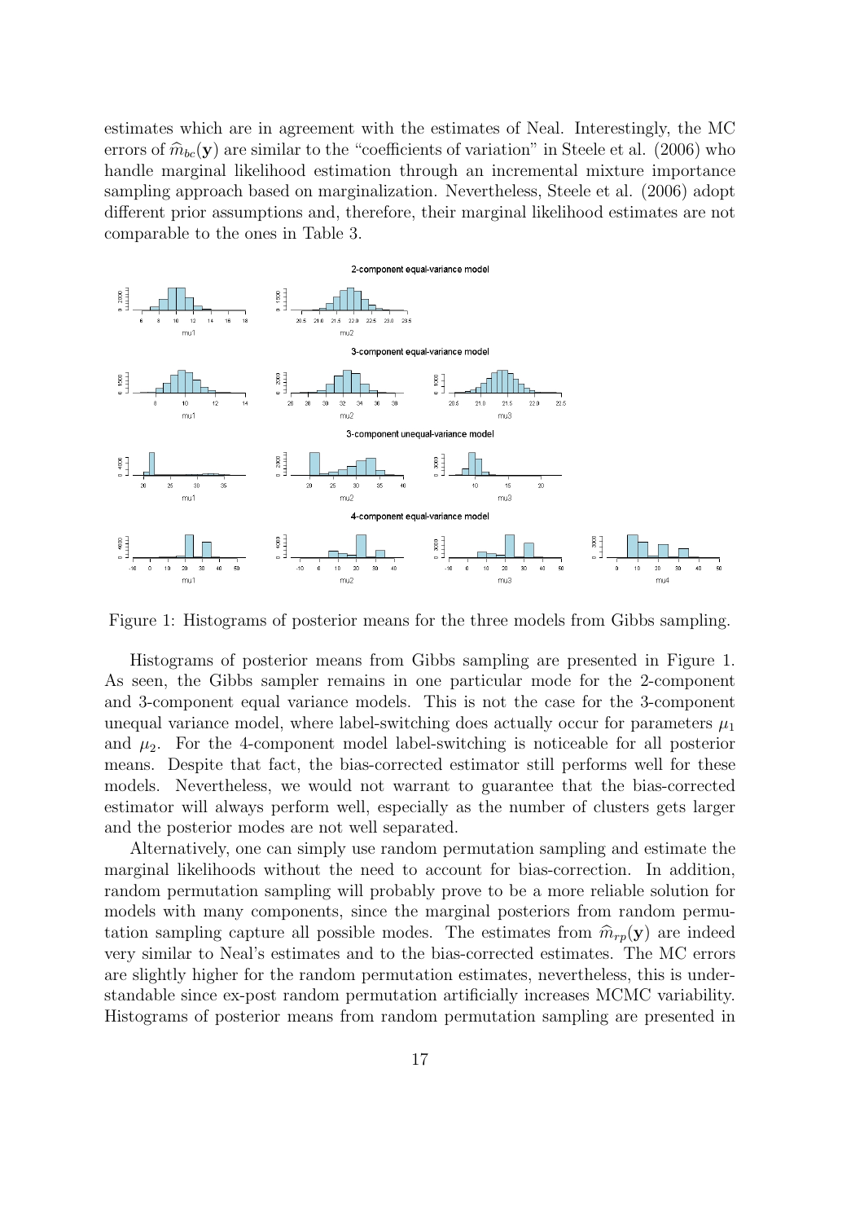estimates which are in agreement with the estimates of Neal. Interestingly, the MC errors of $\widehat{m}_{bc}(\mathbf{y})$ are similar to the "coefficients of variation" in Steele et al. (2006) who handle marginal likelihood estimation through an incremental mixture importance sampling approach based on marginalization. Nevertheless, Steele et al. (2006) adopt different prior assumptions and, therefore, their marginal likelihood estimates are not comparable to the ones in Table 3.

Figure 1: Histograms of posterior means for the three models from Gibbs sampling.

Histograms of posterior means from Gibbs sampling are presented in Figure 1. As seen, the Gibbs sampler remains in one particular mode for the 2-component and 3-component equal variance models. This is not the case for the 3-component unequal variance model, where label-switching does actually occur for parameters $\mu_1$ and $\mu_2$. For the 4-component model label-switching is noticeable for all posterior means. Despite that fact, the bias-corrected estimator still performs well for these models. Nevertheless, we would not warrant to guarantee that the bias-corrected estimator will always perform well, especially as the number of clusters gets larger and the posterior modes are not well separated.

Alternatively, one can simply use random permutation sampling and estimate the marginal likelihoods without the need to account for bias-correction. In addition, random permutation sampling will probably prove to be a more reliable solution for models with many components, since the marginal posteriors from random permutation sampling capture all possible modes. The estimates from $\widehat{m}_{rp}(\mathbf{y})$ are indeed very similar to Neal's estimates and to the bias-corrected estimates. The MC errors are slightly higher for the random permutation estimates, nevertheless, this is understandable since ex-post random permutation artificially increases MCMC variability. Histograms of posterior means from random permutation sampling are presented in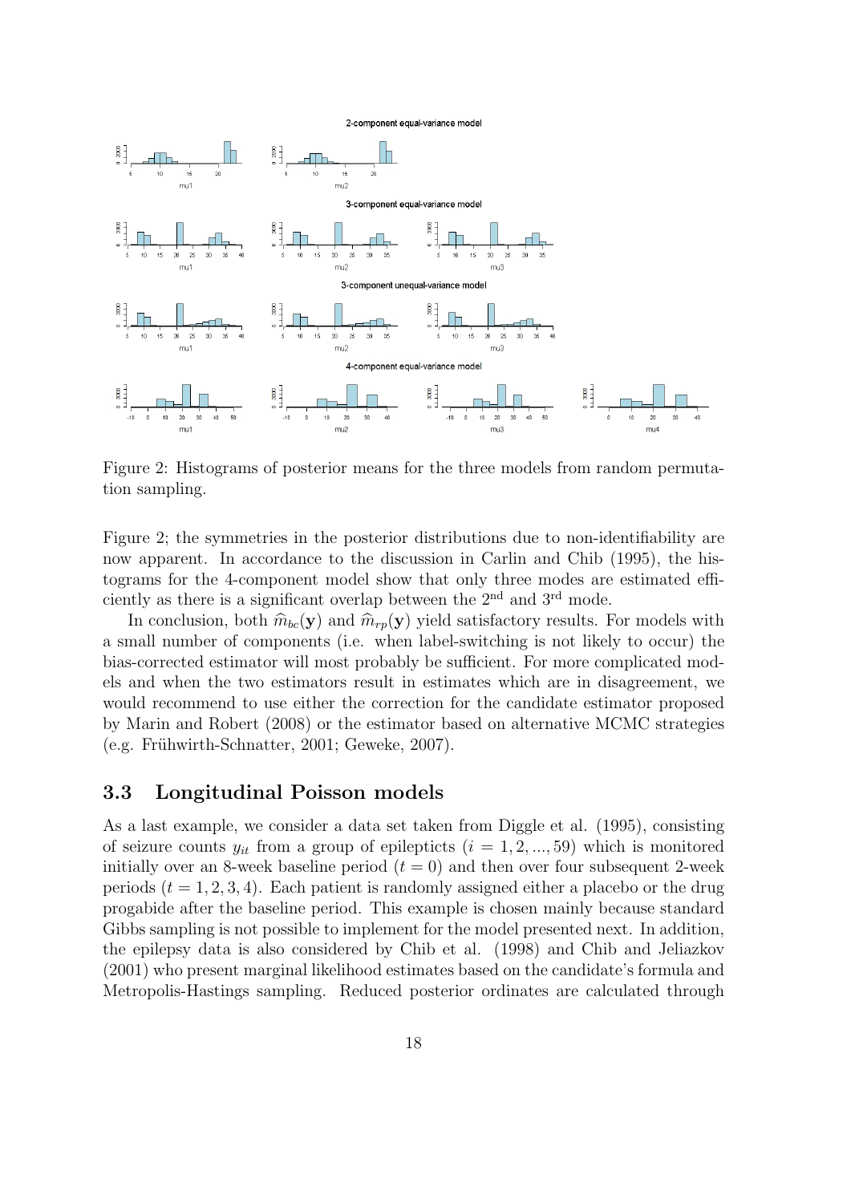Figure 2: Histograms of posterior means for the three models from random permutation sampling.

Figure 2; the symmetries in the posterior distributions due to non-identifiability are now apparent. In accordance to the discussion in Carlin and Chib (1995), the histograms for the 4-component model show that only three modes are estimated efficiently as there is a significant overlap between the 2$^{\text{nd}}$ and 3$^{\text{rd}}$ mode.

In conclusion, both $\widehat{m}_{bc}(\mathbf{y})$ and $\widehat{m}_{rp}(\mathbf{y})$ yield satisfactory results. For models with a small number of components (i.e. when label-switching is not likely to occur) the bias-corrected estimator will most probably be sufficient. For more complicated models and when the two estimators result in estimates which are in disagreement, we would recommend to use either the correction for the candidate estimator proposed by Marin and Robert (2008) or the estimator based on alternative MCMC strategies (e.g. Frühwirth-Schnatter, 2001; Geweke, 2007).

### 3.3 Longitudinal Poisson models

As a last example, we consider a data set taken from Diggle et al. (1995), consisting of seizure counts $y_{it}$ from a group of epilepticts ($i = 1, 2, ..., 59$) which is monitored initially over an 8-week baseline period ($t = 0$) and then over four subsequent 2-week periods ($t = 1, 2, 3, 4$). Each patient is randomly assigned either a placebo or the drug progabide after the baseline period. This example is chosen mainly because standard Gibbs sampling is not possible to implement for the model presented next. In addition, the epilepsy data is also considered by Chib et al. (1998) and Chib and Jeliazkov (2001) who present marginal likelihood estimates based on the candidate's formula and Metropolis-Hastings sampling. Reduced posterior ordinates are calculated through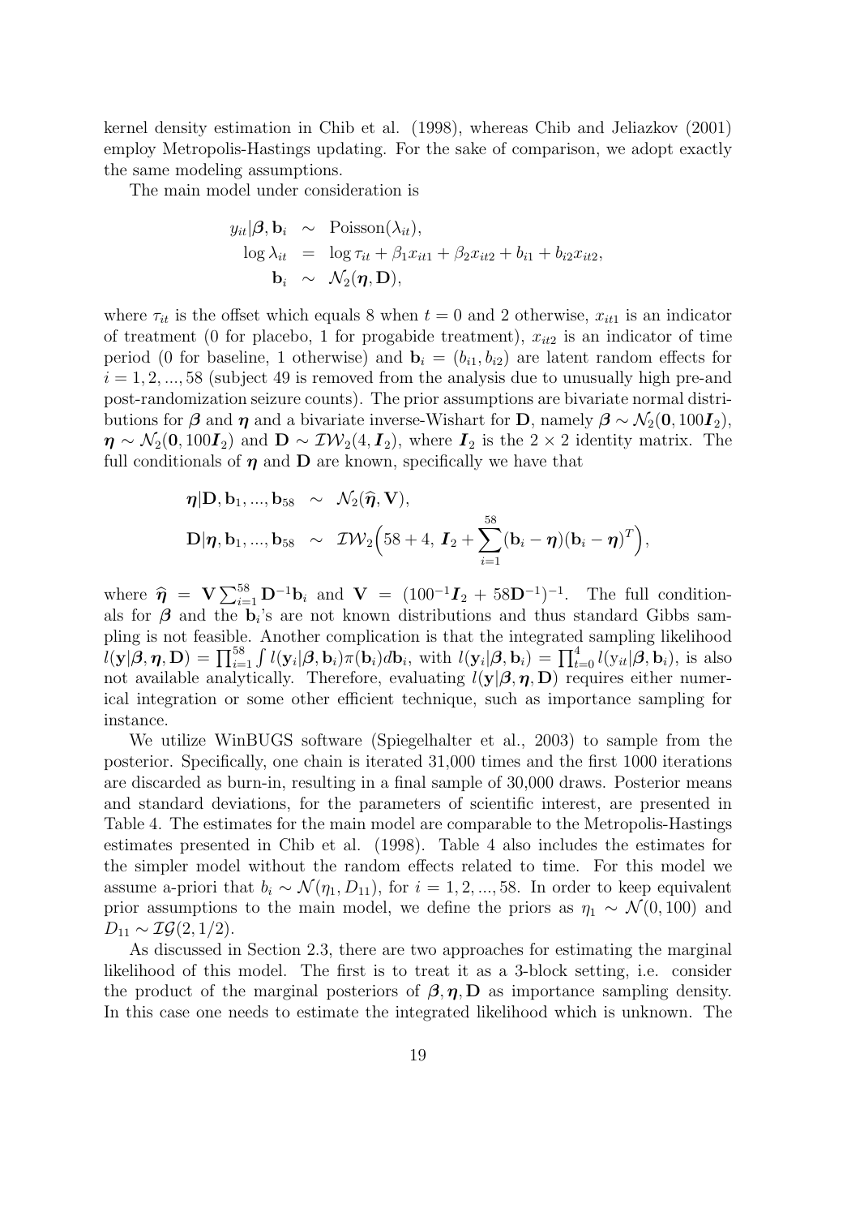kernel density estimation in Chib et al. (1998), whereas Chib and Jeliazkov (2001) employ Metropolis-Hastings updating. For the sake of comparison, we adopt exactly the same modeling assumptions.

The main model under consideration is

$$
\begin{aligned}
y_{it}|\boldsymbol{\beta}, \mathbf{b}_i &\sim \text{Poisson}(\lambda_{it}),\\
\log \lambda_{it} &= \log \tau_{it} + \beta_1 x_{it1} + \beta_2 x_{it2} + b_{i1} + b_{i2} x_{it2},\\
\mathbf{b}_i &\sim \mathcal{N}_2(\boldsymbol{\eta}, \mathbf{D}),
\end{aligned}
$$

where $\tau_{it}$ is the offset which equals 8 when $t = 0$ and 2 otherwise, $x_{it1}$ is an indicator of treatment (0 for placebo, 1 for progabide treatment), $x_{it2}$ is an indicator of time period (0 for baseline, 1 otherwise) and $\mathbf{b}_i = (b_{i1}, b_{i2})$ are latent random effects for $i = 1, 2, ..., 58$ (subject 49 is removed from the analysis due to unusually high pre-and post-randomization seizure counts). The prior assumptions are bivariate normal distributions for $\boldsymbol{\beta}$ and $\boldsymbol{\eta}$ and a bivariate inverse-Wishart for $\mathbf{D}$, namely $\boldsymbol{\beta} \sim \mathcal{N}_2(\mathbf{0}, 100\boldsymbol{I}_2)$, $\boldsymbol{\eta} \sim \mathcal{N}_2(\mathbf{0}, 100\boldsymbol{I}_2)$ and $\mathbf{D} \sim \mathcal{IW}_2(4, \boldsymbol{I}_2)$, where $\boldsymbol{I}_2$ is the $2 \times 2$ identity matrix. The full conditionals of $\boldsymbol{\eta}$ and $\mathbf{D}$ are known, specifically we have that

$$
\begin{aligned}
\boldsymbol{\eta}|\mathbf{D}, \mathbf{b}_1, ..., \mathbf{b}_{58} &\sim \mathcal{N}_2(\widehat{\boldsymbol{\eta}}, \mathbf{V}),\\
\mathbf{D}|\boldsymbol{\eta}, \mathbf{b}_1, ..., \mathbf{b}_{58} &\sim \mathcal{IW}_2\Big(58 + 4,\, \boldsymbol{I}_2 + \sum_{i=1}^{58} (\mathbf{b}_i - \boldsymbol{\eta})(\mathbf{b}_i - \boldsymbol{\eta})^T\Big),
\end{aligned}
$$

where $\widehat{\boldsymbol{\eta}} = \mathbf{V} \sum_{i=1}^{58} \mathbf{D}^{-1} \mathbf{b}_i$ and $\mathbf{V} = (100^{-1}\boldsymbol{I}_2 + 58\mathbf{D}^{-1})^{-1}$. The full conditionals for $\boldsymbol{\beta}$ and the $\mathbf{b}_i$'s are not known distributions and thus standard Gibbs sampling is not feasible. Another complication is that the integrated sampling likelihood $l(\mathbf{y}|\boldsymbol{\beta}, \boldsymbol{\eta}, \mathbf{D}) = \prod_{i=1}^{58} \int l(\mathbf{y}_i|\boldsymbol{\beta}, \mathbf{b}_i)\pi(\mathbf{b}_i)d\mathbf{b}_i$, with $l(\mathbf{y}_i|\boldsymbol{\beta}, \mathbf{b}_i) = \prod_{t=0}^{4} l(\mathrm{y}_{it}|\boldsymbol{\beta}, \mathbf{b}_i)$, is also not available analytically. Therefore, evaluating $l(\mathbf{y}|\boldsymbol{\beta}, \boldsymbol{\eta}, \mathbf{D})$ requires either numerical integration or some other efficient technique, such as importance sampling for instance.

We utilize WinBUGS software (Spiegelhalter et al., 2003) to sample from the posterior. Specifically, one chain is iterated 31,000 times and the first 1000 iterations are discarded as burn-in, resulting in a final sample of 30,000 draws. Posterior means and standard deviations, for the parameters of scientific interest, are presented in Table 4. The estimates for the main model are comparable to the Metropolis-Hastings estimates presented in Chib et al. (1998). Table 4 also includes the estimates for the simpler model without the random effects related to time. For this model we assume a-priori that $b_i \sim \mathcal{N}(\eta_1, D_{11})$, for $i = 1, 2, ..., 58$. In order to keep equivalent prior assumptions to the main model, we define the priors as $\eta_1 \sim \mathcal{N}(0, 100)$ and $D_{11} \sim \mathcal{IG}(2, 1/2)$.

As discussed in Section 2.3, there are two approaches for estimating the marginal likelihood of this model. The first is to treat it as a 3-block setting, i.e. consider the product of the marginal posteriors of $\boldsymbol{\beta}, \boldsymbol{\eta}, \mathbf{D}$ as importance sampling density. In this case one needs to estimate the integrated likelihood which is unknown. The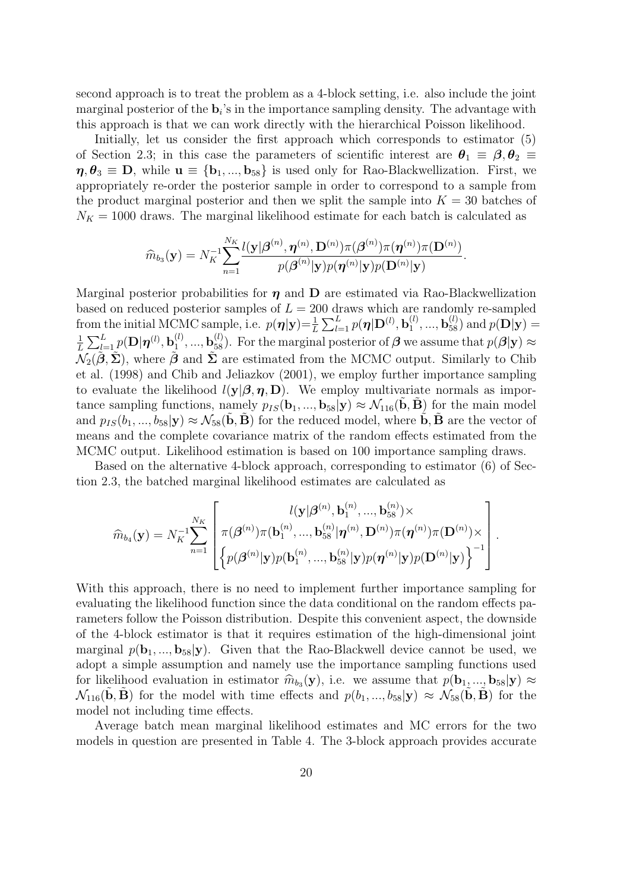second approach is to treat the problem as a 4-block setting, i.e. also include the joint marginal posterior of the $\mathbf{b}_i$'s in the importance sampling density. The advantage with this approach is that we can work directly with the hierarchical Poisson likelihood.

Initially, let us consider the first approach which corresponds to estimator (5) of Section 2.3; in this case the parameters of scientific interest are $\boldsymbol{\theta}_1 \equiv \boldsymbol{\beta}, \boldsymbol{\theta}_2 \equiv \boldsymbol{\eta}, \boldsymbol{\theta}_3 \equiv \mathbf{D}$, while $\mathbf{u} \equiv \{\mathbf{b}_1, ..., \mathbf{b}_{58}\}$ is used only for Rao-Blackwellization. First, we appropriately re-order the posterior sample in order to correspond to a sample from the product marginal posterior and then we split the sample into $K = 30$ batches of $N_K = 1000$ draws. The marginal likelihood estimate for each batch is calculated as

$$\widehat{m}_{b_3}(\mathbf{y}) = N_K^{-1} \sum_{n=1}^{N_K} \frac{l(\mathbf{y}|\boldsymbol{\beta}^{(n)}, \boldsymbol{\eta}^{(n)}, \mathbf{D}^{(n)}) \pi(\boldsymbol{\beta}^{(n)}) \pi(\boldsymbol{\eta}^{(n)}) \pi(\mathbf{D}^{(n)})}{p(\boldsymbol{\beta}^{(n)}|\mathbf{y}) p(\boldsymbol{\eta}^{(n)}|\mathbf{y}) p(\mathbf{D}^{(n)}|\mathbf{y})}.$$

Marginal posterior probabilities for $\boldsymbol{\eta}$ and $\mathbf{D}$ are estimated via Rao-Blackwellization based on reduced posterior samples of $L = 200$ draws which are randomly re-sampled from the initial MCMC sample, i.e. $p(\boldsymbol{\eta}|\mathbf{y}) = \frac{1}{L}\sum_{l=1}^{L} p(\boldsymbol{\eta}|\mathbf{D}^{(l)}, \mathbf{b}_1^{(l)}, ..., \mathbf{b}_{58}^{(l)})$ and $p(\mathbf{D}|\mathbf{y}) = \frac{1}{L}\sum_{l=1}^{L} p(\mathbf{D}|\boldsymbol{\eta}^{(l)}, \mathbf{b}_1^{(l)}, ..., \mathbf{b}_{58}^{(l)})$. For the marginal posterior of $\boldsymbol{\beta}$ we assume that $p(\boldsymbol{\beta}|\mathbf{y}) \approx \mathcal{N}_2(\tilde{\boldsymbol{\beta}}, \tilde{\boldsymbol{\Sigma}})$, where $\tilde{\boldsymbol{\beta}}$ and $\tilde{\boldsymbol{\Sigma}}$ are estimated from the MCMC output. Similarly to Chib et al. (1998) and Chib and Jeliazkov (2001), we employ further importance sampling to evaluate the likelihood $l(\mathbf{y}|\boldsymbol{\beta}, \boldsymbol{\eta}, \mathbf{D})$. We employ multivariate normals as importance sampling functions, namely $p_{IS}(\mathbf{b}_1, ..., \mathbf{b}_{58}|\mathbf{y}) \approx \mathcal{N}_{116}(\tilde{\mathbf{b}}, \tilde{\mathbf{B}})$ for the main model and $p_{IS}(b_1, ..., b_{58}|\mathbf{y}) \approx \mathcal{N}_{58}(\tilde{\mathbf{b}}, \tilde{\mathbf{B}})$ for the reduced model, where $\tilde{\mathbf{b}}, \tilde{\mathbf{B}}$ are the vector of means and the complete covariance matrix of the random effects estimated from the MCMC output. Likelihood estimation is based on 100 importance sampling draws.

Based on the alternative 4-block approach, corresponding to estimator (6) of Section 2.3, the batched marginal likelihood estimates are calculated as

$$\widehat{m}_{b_4}(\mathbf{y}) = N_K^{-1} \sum_{n=1}^{N_K} \left[ \begin{array}{c} l(\mathbf{y}|\boldsymbol{\beta}^{(n)}, \mathbf{b}_1^{(n)}, ..., \mathbf{b}_{58}^{(n)}) \times \\ \pi(\boldsymbol{\beta}^{(n)}) \pi(\mathbf{b}_1^{(n)}, ..., \mathbf{b}_{58}^{(n)}|\boldsymbol{\eta}^{(n)}, \mathbf{D}^{(n)}) \pi(\boldsymbol{\eta}^{(n)}) \pi(\mathbf{D}^{(n)}) \times \\ \left\{ p(\boldsymbol{\beta}^{(n)}|\mathbf{y}) p(\mathbf{b}_1^{(n)}, ..., \mathbf{b}_{58}^{(n)}|\mathbf{y}) p(\boldsymbol{\eta}^{(n)}|\mathbf{y}) p(\mathbf{D}^{(n)}|\mathbf{y}) \right\}^{-1} \end{array} \right].$$

With this approach, there is no need to implement further importance sampling for evaluating the likelihood function since the data conditional on the random effects parameters follow the Poisson distribution. Despite this convenient aspect, the downside of the 4-block estimator is that it requires estimation of the high-dimensional joint marginal $p(\mathbf{b}_1, ..., \mathbf{b}_{58}|\mathbf{y})$. Given that the Rao-Blackwell device cannot be used, we adopt a simple assumption and namely use the importance sampling functions used for likelihood evaluation in estimator $\widehat{m}_{b_3}(\mathbf{y})$, i.e. we assume that $p(\mathbf{b}_1, ..., \mathbf{b}_{58}|\mathbf{y}) \approx \mathcal{N}_{116}(\tilde{\mathbf{b}}, \tilde{\mathbf{B}})$ for the model with time effects and $p(b_1, ..., b_{58}|\mathbf{y}) \approx \mathcal{N}_{58}(\tilde{\mathbf{b}}, \tilde{\mathbf{B}})$ for the model not including time effects.

Average batch mean marginal likelihood estimates and MC errors for the two models in question are presented in Table 4. The 3-block approach provides accurate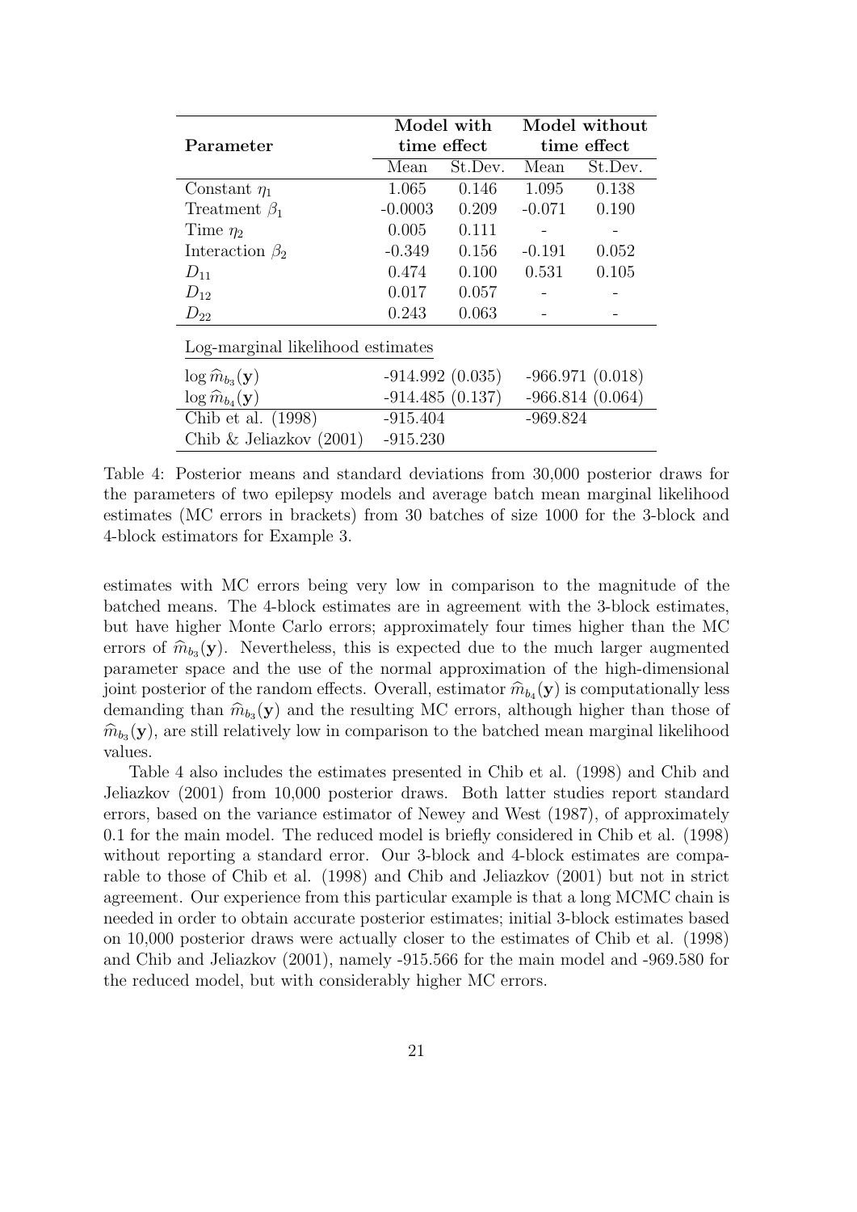| Parameter | Model with time effect | | Model without time effect | |
|---|---|---|---|---|
| | Mean | St.Dev. | Mean | St.Dev. |
| Constant $\eta_1$ | 1.065 | 0.146 | 1.095 | 0.138 |
| Treatment $\beta_1$ | -0.0003 | 0.209 | -0.071 | 0.190 |
| Time $\eta_2$ | 0.005 | 0.111 | - | - |
| Interaction $\beta_2$ | -0.349 | 0.156 | -0.191 | 0.052 |
| $D_{11}$ | 0.474 | 0.100 | 0.531 | 0.105 |
| $D_{12}$ | 0.017 | 0.057 | - | - |
| $D_{22}$ | 0.243 | 0.063 | - | - |
| Log-marginal likelihood estimates | | | | |
| $\log \widehat{m}_{b_3}(\mathbf{y})$ | -914.992 (0.035) | | -966.971 (0.018) | |
| $\log \widehat{m}_{b_4}(\mathbf{y})$ | -914.485 (0.137) | | -966.814 (0.064) | |
| Chib et al. (1998) | -915.404 | | -969.824 | |
| Chib & Jeliazkov (2001) | -915.230 | | | |

Table 4: Posterior means and standard deviations from 30,000 posterior draws for the parameters of two epilepsy models and average batch mean marginal likelihood estimates (MC errors in brackets) from 30 batches of size 1000 for the 3-block and 4-block estimators for Example 3.

estimates with MC errors being very low in comparison to the magnitude of the batched means. The 4-block estimates are in agreement with the 3-block estimates, but have higher Monte Carlo errors; approximately four times higher than the MC errors of $\widehat{m}_{b_3}(\mathbf{y})$. Nevertheless, this is expected due to the much larger augmented parameter space and the use of the normal approximation of the high-dimensional joint posterior of the random effects. Overall, estimator $\widehat{m}_{b_4}(\mathbf{y})$ is computationally less demanding than $\widehat{m}_{b_3}(\mathbf{y})$ and the resulting MC errors, although higher than those of $\widehat{m}_{b_3}(\mathbf{y})$, are still relatively low in comparison to the batched mean marginal likelihood values.

Table 4 also includes the estimates presented in Chib et al. (1998) and Chib and Jeliazkov (2001) from 10,000 posterior draws. Both latter studies report standard errors, based on the variance estimator of Newey and West (1987), of approximately 0.1 for the main model. The reduced model is briefly considered in Chib et al. (1998) without reporting a standard error. Our 3-block and 4-block estimates are comparable to those of Chib et al. (1998) and Chib and Jeliazkov (2001) but not in strict agreement. Our experience from this particular example is that a long MCMC chain is needed in order to obtain accurate posterior estimates; initial 3-block estimates based on 10,000 posterior draws were actually closer to the estimates of Chib et al. (1998) and Chib and Jeliazkov (2001), namely -915.566 for the main model and -969.580 for the reduced model, but with considerably higher MC errors.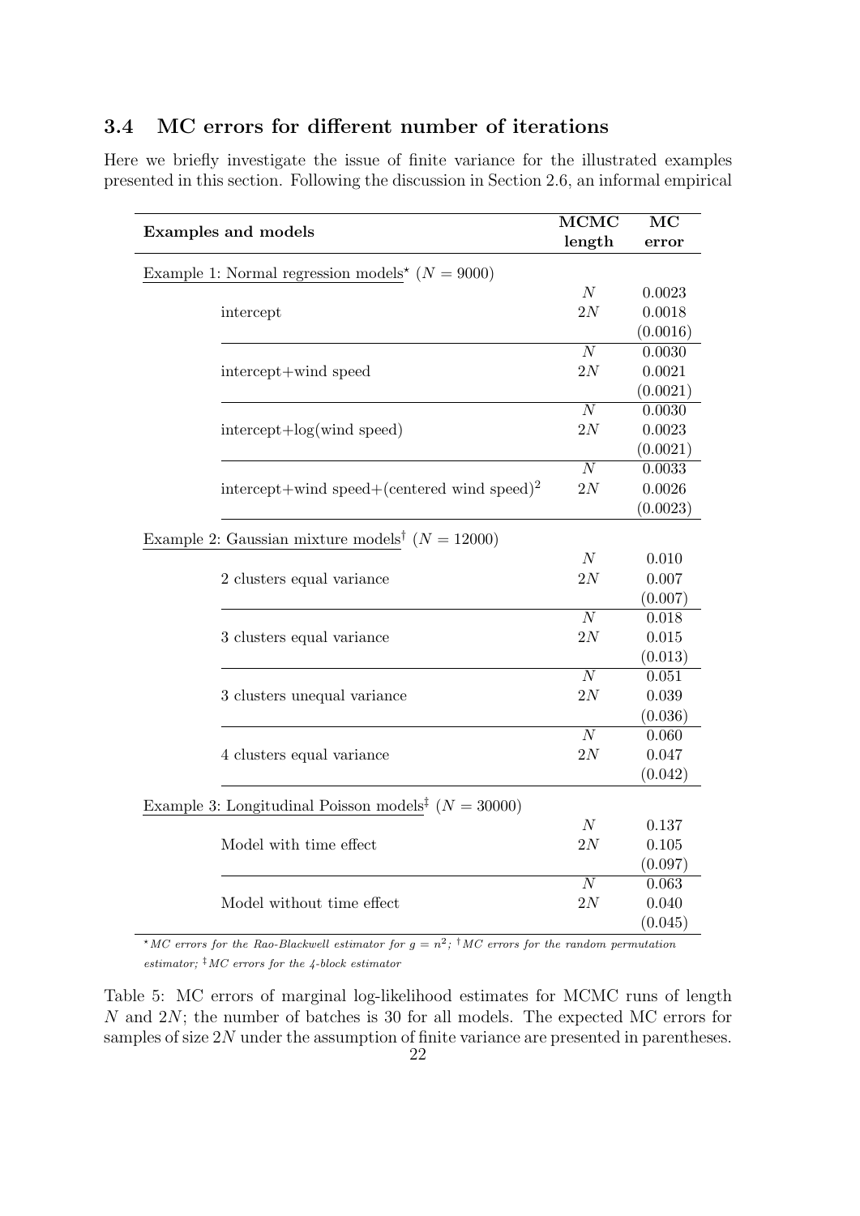## 3.4 MC errors for different number of iterations

Here we briefly investigate the issue of finite variance for the illustrated examples presented in this section. Following the discussion in Section 2.6, an informal empirical

| **Examples and models** | **MCMC length** | **MC error** |
|---|---|---|
| Example 1: Normal regression models* ($N = 9000$) | | |
| intercept | $N$ | 0.0023 |
| | $2N$ | 0.0018 |
| | | (0.0016) |
| intercept+wind speed | $N$ | 0.0030 |
| | $2N$ | 0.0021 |
| | | (0.0021) |
| intercept+log(wind speed) | $N$ | 0.0030 |
| | $2N$ | 0.0023 |
| | | (0.0021) |
| intercept+wind speed+(centered wind speed)$^2$ | $N$ | 0.0033 |
| | $2N$ | 0.0026 |
| | | (0.0023) |
| Example 2: Gaussian mixture models† ($N = 12000$) | | |
| 2 clusters equal variance | $N$ | 0.010 |
| | $2N$ | 0.007 |
| | | (0.007) |
| 3 clusters equal variance | $N$ | 0.018 |
| | $2N$ | 0.015 |
| | | (0.013) |
| 3 clusters unequal variance | $N$ | 0.051 |
| | $2N$ | 0.039 |
| | | (0.036) |
| 4 clusters equal variance | $N$ | 0.060 |
| | $2N$ | 0.047 |
| | | (0.042) |
| Example 3: Longitudinal Poisson models‡ ($N = 30000$) | | |
| Model with time effect | $N$ | 0.137 |
| | $2N$ | 0.105 |
| | | (0.097) |
| Model without time effect | $N$ | 0.063 |
| | $2N$ | 0.040 |
| | | (0.045) |

*\* MC errors for the Rao-Blackwell estimator for $g = n^2$; † MC errors for the random permutation estimator; ‡ MC errors for the 4-block estimator*

Table 5: MC errors of marginal log-likelihood estimates for MCMC runs of length $N$ and $2N$; the number of batches is 30 for all models. The expected MC errors for samples of size $2N$ under the assumption of finite variance are presented in parentheses.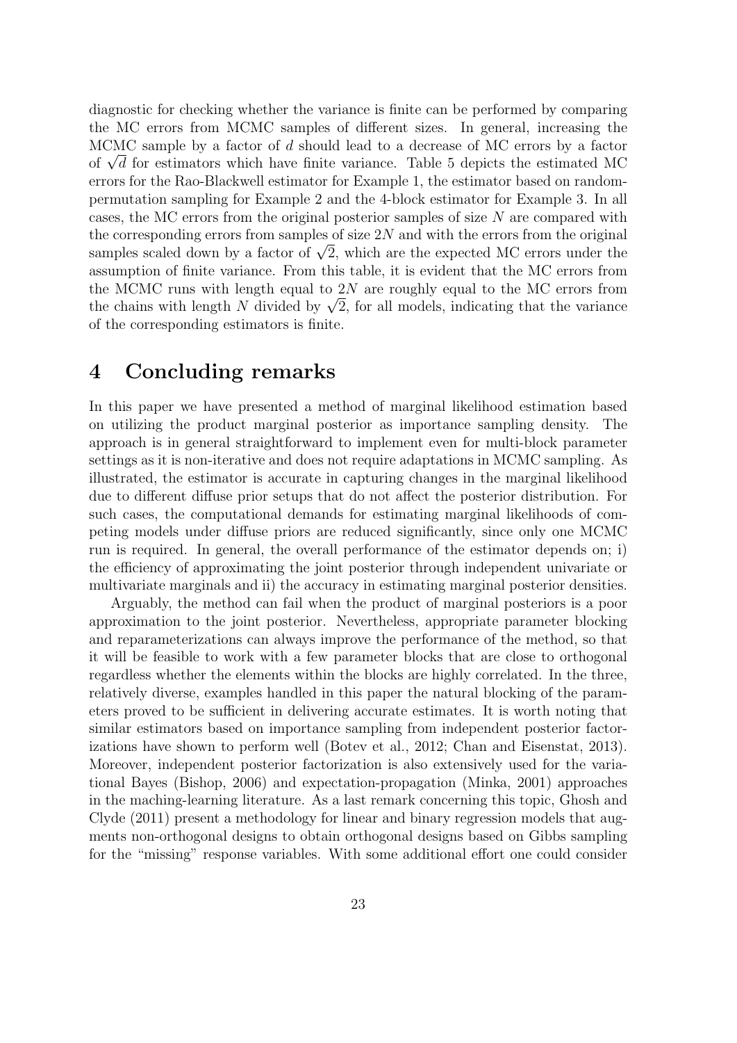diagnostic for checking whether the variance is finite can be performed by comparing the MC errors from MCMC samples of different sizes. In general, increasing the MCMC sample by a factor of $d$ should lead to a decrease of MC errors by a factor of $\sqrt{d}$ for estimators which have finite variance. Table 5 depicts the estimated MC errors for the Rao-Blackwell estimator for Example 1, the estimator based on random-permutation sampling for Example 2 and the 4-block estimator for Example 3. In all cases, the MC errors from the original posterior samples of size $N$ are compared with the corresponding errors from samples of size $2N$ and with the errors from the original samples scaled down by a factor of $\sqrt{2}$, which are the expected MC errors under the assumption of finite variance. From this table, it is evident that the MC errors from the MCMC runs with length equal to $2N$ are roughly equal to the MC errors from the chains with length $N$ divided by $\sqrt{2}$, for all models, indicating that the variance of the corresponding estimators is finite.

# 4 Concluding remarks

In this paper we have presented a method of marginal likelihood estimation based on utilizing the product marginal posterior as importance sampling density. The approach is in general straightforward to implement even for multi-block parameter settings as it is non-iterative and does not require adaptations in MCMC sampling. As illustrated, the estimator is accurate in capturing changes in the marginal likelihood due to different diffuse prior setups that do not affect the posterior distribution. For such cases, the computational demands for estimating marginal likelihoods of competing models under diffuse priors are reduced significantly, since only one MCMC run is required. In general, the overall performance of the estimator depends on; i) the efficiency of approximating the joint posterior through independent univariate or multivariate marginals and ii) the accuracy in estimating marginal posterior densities.

Arguably, the method can fail when the product of marginal posteriors is a poor approximation to the joint posterior. Nevertheless, appropriate parameter blocking and reparameterizations can always improve the performance of the method, so that it will be feasible to work with a few parameter blocks that are close to orthogonal regardless whether the elements within the blocks are highly correlated. In the three, relatively diverse, examples handled in this paper the natural blocking of the parameters proved to be sufficient in delivering accurate estimates. It is worth noting that similar estimators based on importance sampling from independent posterior factorizations have shown to perform well (Botev et al., 2012; Chan and Eisenstat, 2013). Moreover, independent posterior factorization is also extensively used for the variational Bayes (Bishop, 2006) and expectation-propagation (Minka, 2001) approaches in the maching-learning literature. As a last remark concerning this topic, Ghosh and Clyde (2011) present a methodology for linear and binary regression models that augments non-orthogonal designs to obtain orthogonal designs based on Gibbs sampling for the "missing" response variables. With some additional effort one could consider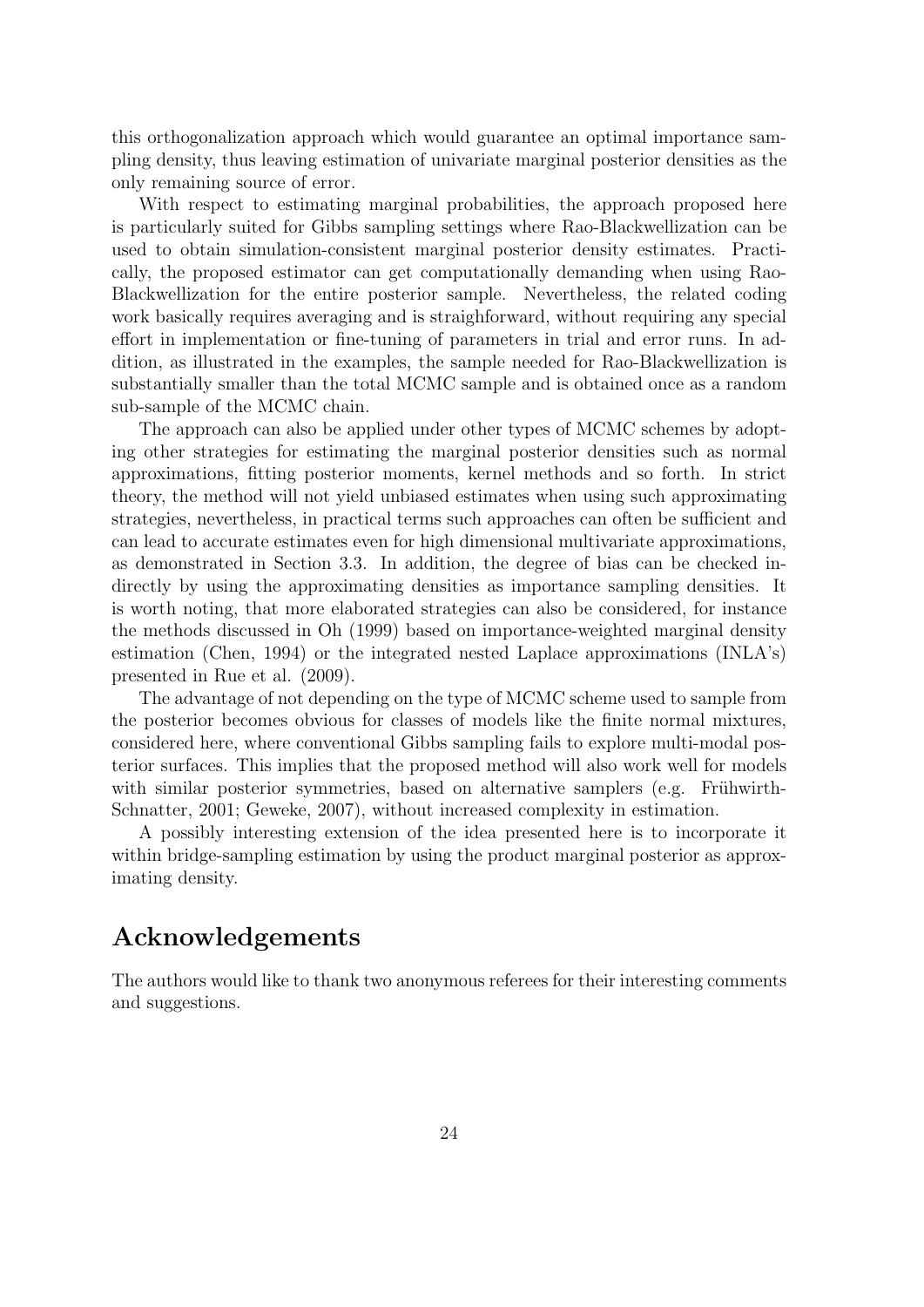this orthogonalization approach which would guarantee an optimal importance sampling density, thus leaving estimation of univariate marginal posterior densities as the only remaining source of error.

With respect to estimating marginal probabilities, the approach proposed here is particularly suited for Gibbs sampling settings where Rao-Blackwellization can be used to obtain simulation-consistent marginal posterior density estimates. Practically, the proposed estimator can get computationally demanding when using Rao-Blackwellization for the entire posterior sample. Nevertheless, the related coding work basically requires averaging and is straighforward, without requiring any special effort in implementation or fine-tuning of parameters in trial and error runs. In addition, as illustrated in the examples, the sample needed for Rao-Blackwellization is substantially smaller than the total MCMC sample and is obtained once as a random sub-sample of the MCMC chain.

The approach can also be applied under other types of MCMC schemes by adopting other strategies for estimating the marginal posterior densities such as normal approximations, fitting posterior moments, kernel methods and so forth. In strict theory, the method will not yield unbiased estimates when using such approximating strategies, nevertheless, in practical terms such approaches can often be sufficient and can lead to accurate estimates even for high dimensional multivariate approximations, as demonstrated in Section 3.3. In addition, the degree of bias can be checked indirectly by using the approximating densities as importance sampling densities. It is worth noting, that more elaborated strategies can also be considered, for instance the methods discussed in Oh (1999) based on importance-weighted marginal density estimation (Chen, 1994) or the integrated nested Laplace approximations (INLA's) presented in Rue et al. (2009).

The advantage of not depending on the type of MCMC scheme used to sample from the posterior becomes obvious for classes of models like the finite normal mixtures, considered here, where conventional Gibbs sampling fails to explore multi-modal posterior surfaces. This implies that the proposed method will also work well for models with similar posterior symmetries, based on alternative samplers (e.g. Frühwirth-Schnatter, 2001; Geweke, 2007), without increased complexity in estimation.

A possibly interesting extension of the idea presented here is to incorporate it within bridge-sampling estimation by using the product marginal posterior as approximating density.

# Acknowledgements

The authors would like to thank two anonymous referees for their interesting comments and suggestions.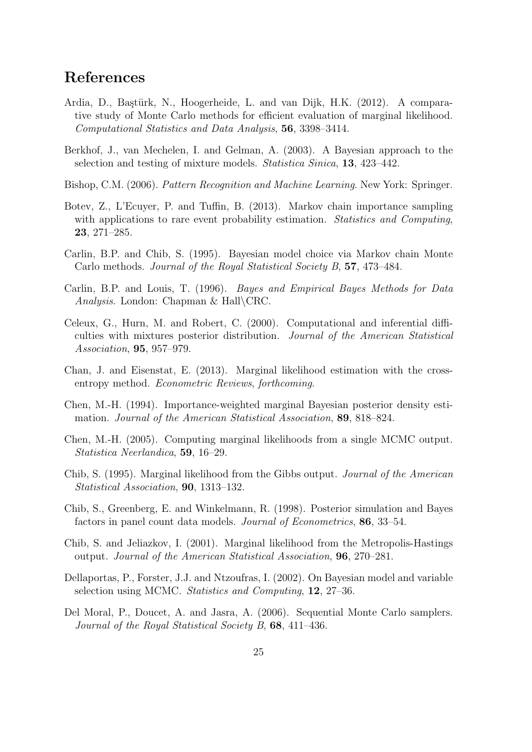## References

Ardia, D., Baştürk, N., Hoogerheide, L. and van Dijk, H.K. (2012). A comparative study of Monte Carlo methods for efficient evaluation of marginal likelihood. *Computational Statistics and Data Analysis*, **56**, 3398–3414.

Berkhof, J., van Mechelen, I. and Gelman, A. (2003). A Bayesian approach to the selection and testing of mixture models. *Statistica Sinica*, **13**, 423–442.

Bishop, C.M. (2006). *Pattern Recognition and Machine Learning*. New York: Springer.

Botev, Z., L'Ecuyer, P. and Tuffin, B. (2013). Markov chain importance sampling with applications to rare event probability estimation. *Statistics and Computing*, **23**, 271–285.

Carlin, B.P. and Chib, S. (1995). Bayesian model choice via Markov chain Monte Carlo methods. *Journal of the Royal Statistical Society B*, **57**, 473–484.

Carlin, B.P. and Louis, T. (1996). *Bayes and Empirical Bayes Methods for Data Analysis*. London: Chapman & Hall\CRC.

Celeux, G., Hurn, M. and Robert, C. (2000). Computational and inferential difficulties with mixtures posterior distribution. *Journal of the American Statistical Association*, **95**, 957–979.

Chan, J. and Eisenstat, E. (2013). Marginal likelihood estimation with the cross-entropy method. *Econometric Reviews*, *forthcoming*.

Chen, M.-H. (1994). Importance-weighted marginal Bayesian posterior density estimation. *Journal of the American Statistical Association*, **89**, 818–824.

Chen, M.-H. (2005). Computing marginal likelihoods from a single MCMC output. *Statistica Neerlandica*, **59**, 16–29.

Chib, S. (1995). Marginal likelihood from the Gibbs output. *Journal of the American Statistical Association*, **90**, 1313–132.

Chib, S., Greenberg, E. and Winkelmann, R. (1998). Posterior simulation and Bayes factors in panel count data models. *Journal of Econometrics*, **86**, 33–54.

Chib, S. and Jeliazkov, I. (2001). Marginal likelihood from the Metropolis-Hastings output. *Journal of the American Statistical Association*, **96**, 270–281.

Dellaportas, P., Forster, J.J. and Ntzoufras, I. (2002). On Bayesian model and variable selection using MCMC. *Statistics and Computing*, **12**, 27–36.

Del Moral, P., Doucet, A. and Jasra, A. (2006). Sequential Monte Carlo samplers. *Journal of the Royal Statistical Society B*, **68**, 411–436.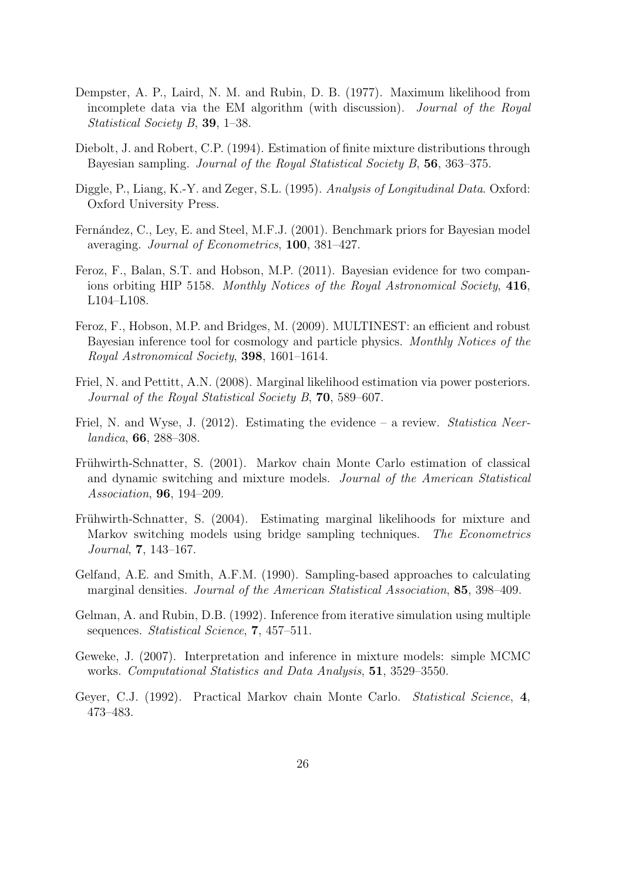Dempster, A. P., Laird, N. M. and Rubin, D. B. (1977). Maximum likelihood from incomplete data via the EM algorithm (with discussion). *Journal of the Royal Statistical Society B*, **39**, 1–38.

Diebolt, J. and Robert, C.P. (1994). Estimation of finite mixture distributions through Bayesian sampling. *Journal of the Royal Statistical Society B*, **56**, 363–375.

Diggle, P., Liang, K.-Y. and Zeger, S.L. (1995). *Analysis of Longitudinal Data*. Oxford: Oxford University Press.

Fernández, C., Ley, E. and Steel, M.F.J. (2001). Benchmark priors for Bayesian model averaging. *Journal of Econometrics*, **100**, 381–427.

Feroz, F., Balan, S.T. and Hobson, M.P. (2011). Bayesian evidence for two companions orbiting HIP 5158. *Monthly Notices of the Royal Astronomical Society*, **416**, L104–L108.

Feroz, F., Hobson, M.P. and Bridges, M. (2009). MULTINEST: an efficient and robust Bayesian inference tool for cosmology and particle physics. *Monthly Notices of the Royal Astronomical Society*, **398**, 1601–1614.

Friel, N. and Pettitt, A.N. (2008). Marginal likelihood estimation via power posteriors. *Journal of the Royal Statistical Society B*, **70**, 589–607.

Friel, N. and Wyse, J. (2012). Estimating the evidence – a review. *Statistica Neerlandica*, **66**, 288–308.

Frühwirth-Schnatter, S. (2001). Markov chain Monte Carlo estimation of classical and dynamic switching and mixture models. *Journal of the American Statistical Association*, **96**, 194–209.

Frühwirth-Schnatter, S. (2004). Estimating marginal likelihoods for mixture and Markov switching models using bridge sampling techniques. *The Econometrics Journal*, **7**, 143–167.

Gelfand, A.E. and Smith, A.F.M. (1990). Sampling-based approaches to calculating marginal densities. *Journal of the American Statistical Association*, **85**, 398–409.

Gelman, A. and Rubin, D.B. (1992). Inference from iterative simulation using multiple sequences. *Statistical Science*, **7**, 457–511.

Geweke, J. (2007). Interpretation and inference in mixture models: simple MCMC works. *Computational Statistics and Data Analysis*, **51**, 3529–3550.

Geyer, C.J. (1992). Practical Markov chain Monte Carlo. *Statistical Science*, **4**, 473–483.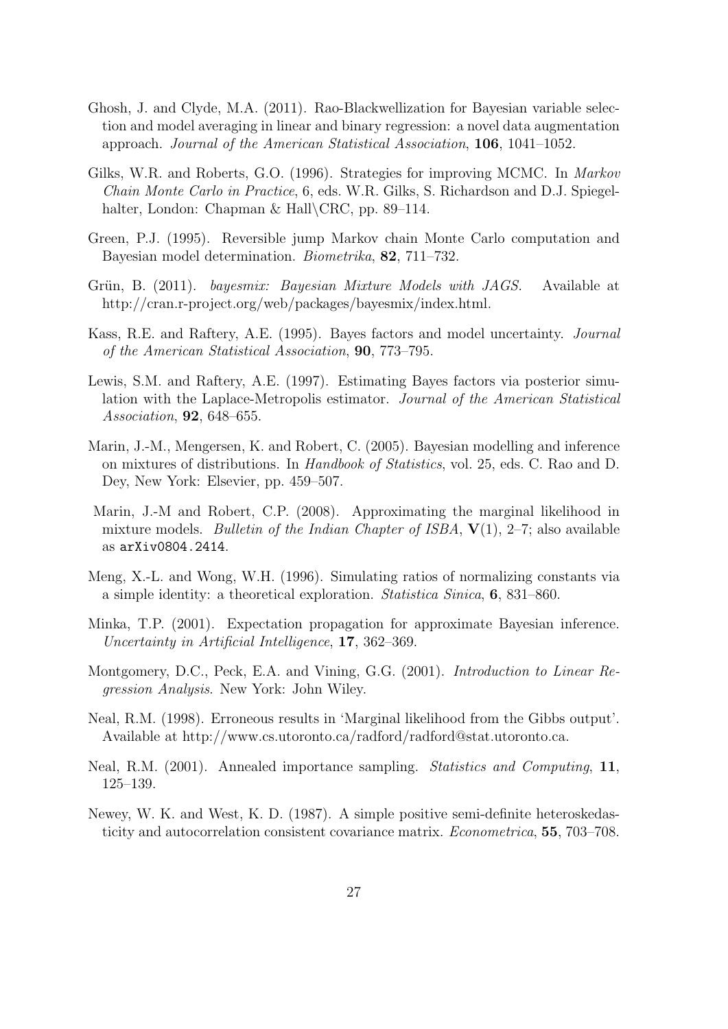Ghosh, J. and Clyde, M.A. (2011). Rao-Blackwellization for Bayesian variable selection and model averaging in linear and binary regression: a novel data augmentation approach. *Journal of the American Statistical Association*, **106**, 1041–1052.

Gilks, W.R. and Roberts, G.O. (1996). Strategies for improving MCMC. In *Markov Chain Monte Carlo in Practice*, 6, eds. W.R. Gilks, S. Richardson and D.J. Spiegelhalter, London: Chapman & Hall\CRC, pp. 89–114.

Green, P.J. (1995). Reversible jump Markov chain Monte Carlo computation and Bayesian model determination. *Biometrika*, **82**, 711–732.

Grün, B. (2011). *bayesmix: Bayesian Mixture Models with JAGS.* Available at http://cran.r-project.org/web/packages/bayesmix/index.html.

Kass, R.E. and Raftery, A.E. (1995). Bayes factors and model uncertainty. *Journal of the American Statistical Association*, **90**, 773–795.

Lewis, S.M. and Raftery, A.E. (1997). Estimating Bayes factors via posterior simulation with the Laplace-Metropolis estimator. *Journal of the American Statistical Association*, **92**, 648–655.

Marin, J.-M., Mengersen, K. and Robert, C. (2005). Bayesian modelling and inference on mixtures of distributions. In *Handbook of Statistics*, vol. 25, eds. C. Rao and D. Dey, New York: Elsevier, pp. 459–507.

Marin, J.-M and Robert, C.P. (2008). Approximating the marginal likelihood in mixture models. *Bulletin of the Indian Chapter of ISBA*, **V**(1), 2–7; also available as `arXiv0804.2414`.

Meng, X.-L. and Wong, W.H. (1996). Simulating ratios of normalizing constants via a simple identity: a theoretical exploration. *Statistica Sinica*, **6**, 831–860.

Minka, T.P. (2001). Expectation propagation for approximate Bayesian inference. *Uncertainty in Artificial Intelligence*, **17**, 362–369.

Montgomery, D.C., Peck, E.A. and Vining, G.G. (2001). *Introduction to Linear Regression Analysis*. New York: John Wiley.

Neal, R.M. (1998). Erroneous results in 'Marginal likelihood from the Gibbs output'. Available at http://www.cs.utoronto.ca/radford/radford@stat.utoronto.ca.

Neal, R.M. (2001). Annealed importance sampling. *Statistics and Computing*, **11**, 125–139.

Newey, W. K. and West, K. D. (1987). A simple positive semi-definite heteroskedasticity and autocorrelation consistent covariance matrix. *Econometrica*, **55**, 703–708.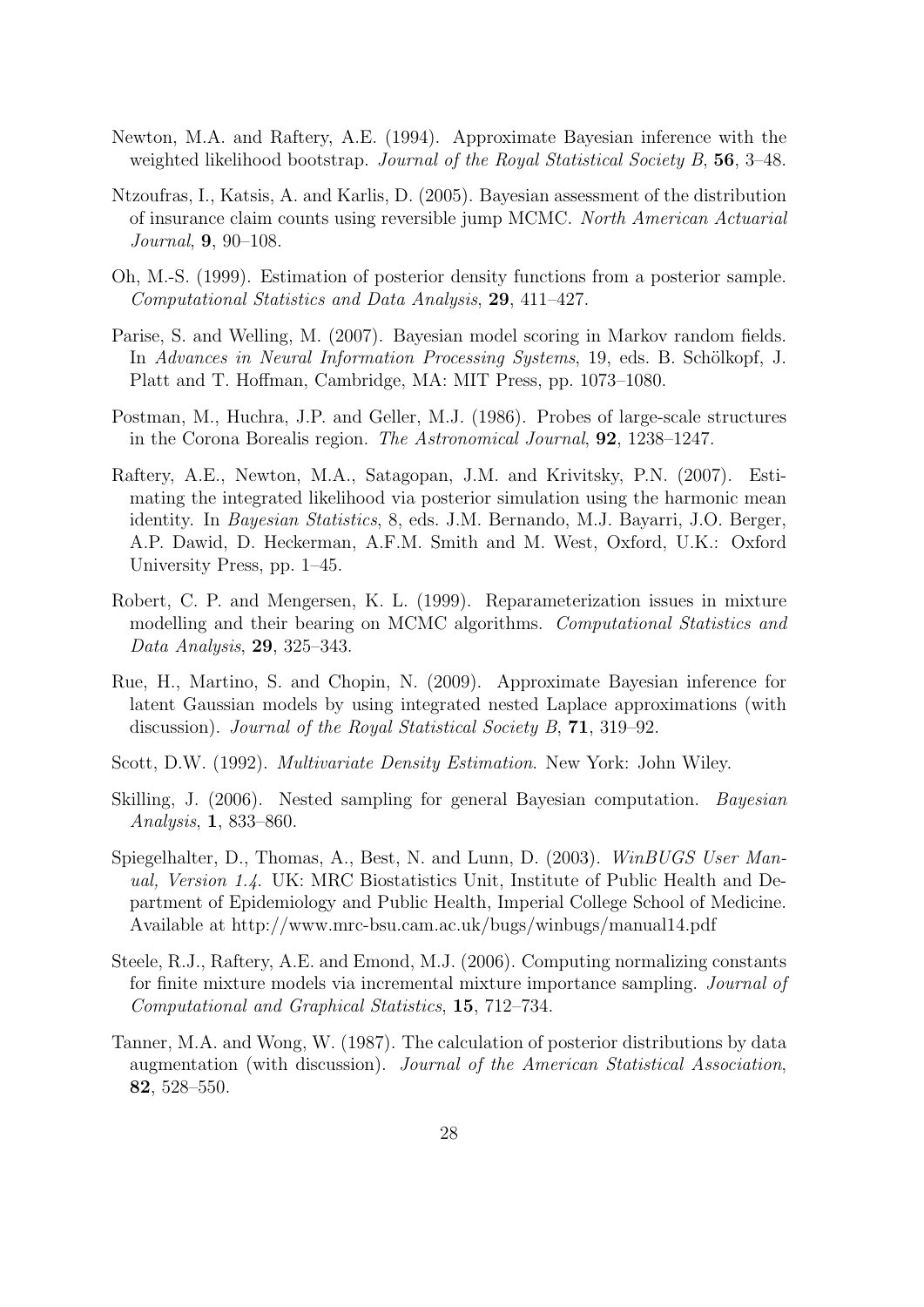Newton, M.A. and Raftery, A.E. (1994). Approximate Bayesian inference with the weighted likelihood bootstrap. *Journal of the Royal Statistical Society B*, **56**, 3–48.

Ntzoufras, I., Katsis, A. and Karlis, D. (2005). Bayesian assessment of the distribution of insurance claim counts using reversible jump MCMC. *North American Actuarial Journal*, **9**, 90–108.

Oh, M.-S. (1999). Estimation of posterior density functions from a posterior sample. *Computational Statistics and Data Analysis*, **29**, 411–427.

Parise, S. and Welling, M. (2007). Bayesian model scoring in Markov random fields. In *Advances in Neural Information Processing Systems*, 19, eds. B. Schölkopf, J. Platt and T. Hoffman, Cambridge, MA: MIT Press, pp. 1073–1080.

Postman, M., Huchra, J.P. and Geller, M.J. (1986). Probes of large-scale structures in the Corona Borealis region. *The Astronomical Journal*, **92**, 1238–1247.

Raftery, A.E., Newton, M.A., Satagopan, J.M. and Krivitsky, P.N. (2007). Estimating the integrated likelihood via posterior simulation using the harmonic mean identity. In *Bayesian Statistics*, 8, eds. J.M. Bernando, M.J. Bayarri, J.O. Berger, A.P. Dawid, D. Heckerman, A.F.M. Smith and M. West, Oxford, U.K.: Oxford University Press, pp. 1–45.

Robert, C. P. and Mengersen, K. L. (1999). Reparameterization issues in mixture modelling and their bearing on MCMC algorithms. *Computational Statistics and Data Analysis*, **29**, 325–343.

Rue, H., Martino, S. and Chopin, N. (2009). Approximate Bayesian inference for latent Gaussian models by using integrated nested Laplace approximations (with discussion). *Journal of the Royal Statistical Society B*, **71**, 319–92.

Scott, D.W. (1992). *Multivariate Density Estimation*. New York: John Wiley.

Skilling, J. (2006). Nested sampling for general Bayesian computation. *Bayesian Analysis*, **1**, 833–860.

Spiegelhalter, D., Thomas, A., Best, N. and Lunn, D. (2003). *WinBUGS User Manual, Version 1.4*. UK: MRC Biostatistics Unit, Institute of Public Health and Department of Epidemiology and Public Health, Imperial College School of Medicine. Available at http://www.mrc-bsu.cam.ac.uk/bugs/winbugs/manual14.pdf

Steele, R.J., Raftery, A.E. and Emond, M.J. (2006). Computing normalizing constants for finite mixture models via incremental mixture importance sampling. *Journal of Computational and Graphical Statistics*, **15**, 712–734.

Tanner, M.A. and Wong, W. (1987). The calculation of posterior distributions by data augmentation (with discussion). *Journal of the American Statistical Association*, **82**, 528–550.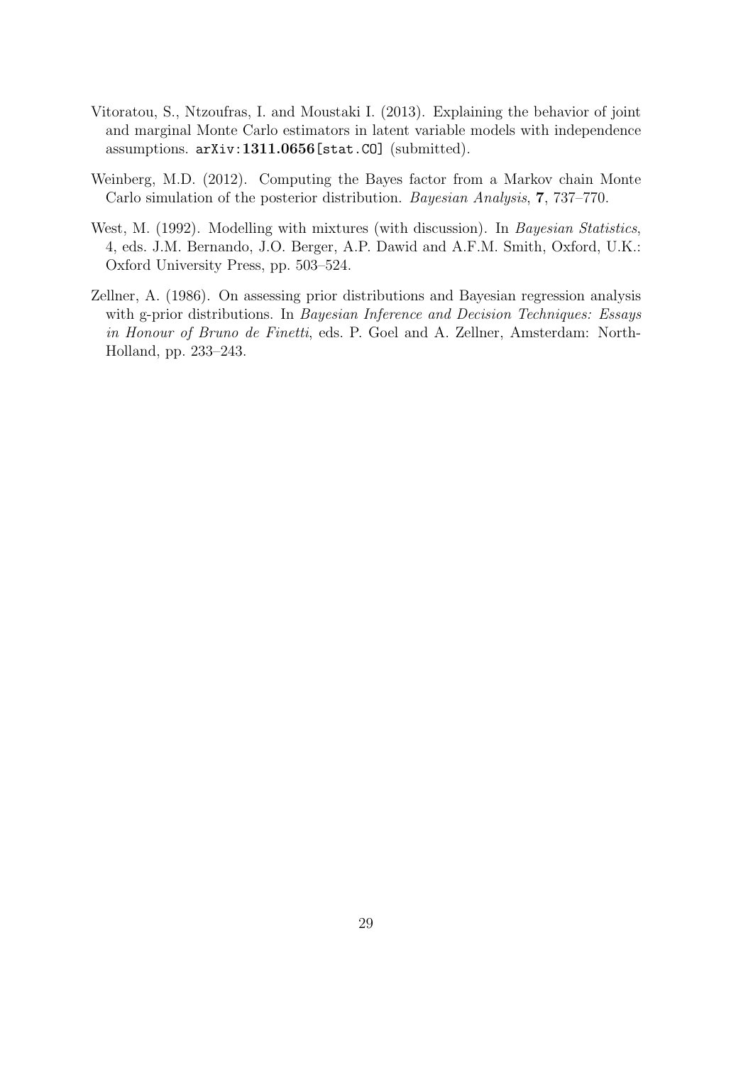Vitoratou, S., Ntzoufras, I. and Moustaki I. (2013). Explaining the behavior of joint and marginal Monte Carlo estimators in latent variable models with independence assumptions. `arXiv:`**1311.0656**`[stat.CO]` (submitted).

Weinberg, M.D. (2012). Computing the Bayes factor from a Markov chain Monte Carlo simulation of the posterior distribution. *Bayesian Analysis*, **7**, 737–770.

West, M. (1992). Modelling with mixtures (with discussion). In *Bayesian Statistics*, 4, eds. J.M. Bernando, J.O. Berger, A.P. Dawid and A.F.M. Smith, Oxford, U.K.: Oxford University Press, pp. 503–524.

Zellner, A. (1986). On assessing prior distributions and Bayesian regression analysis with g-prior distributions. In *Bayesian Inference and Decision Techniques: Essays in Honour of Bruno de Finetti*, eds. P. Goel and A. Zellner, Amsterdam: North-Holland, pp. 233–243.